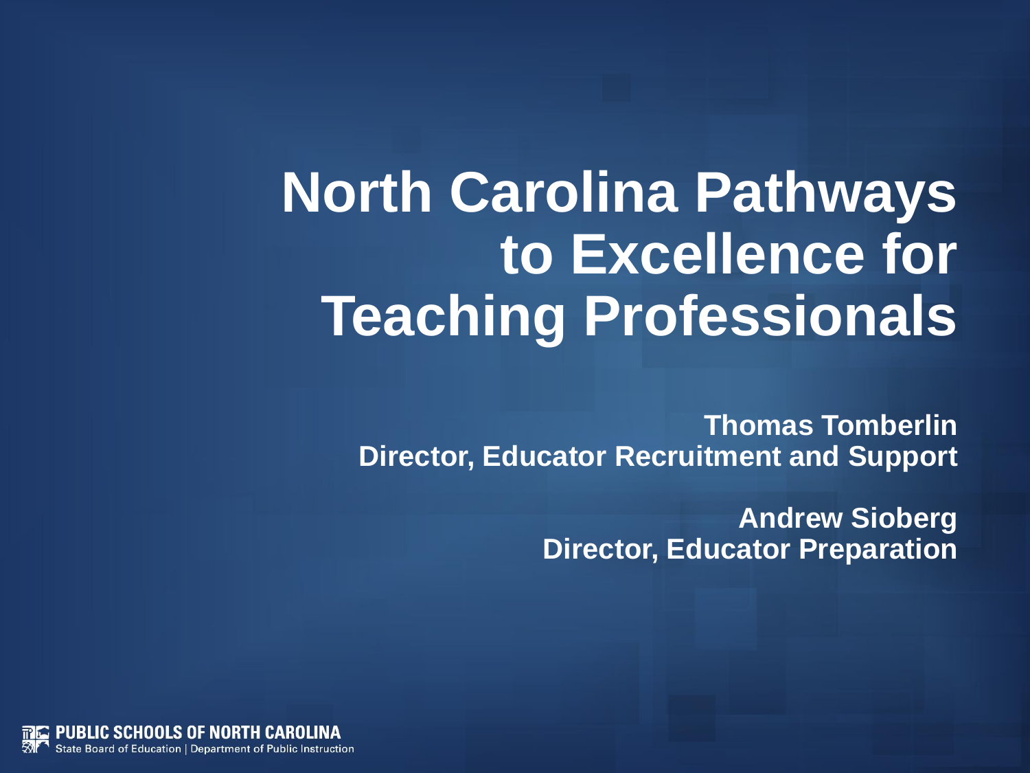# North Carolina Pathways to Excellence for Teaching Professionals

**Thomas Tomberlin**
**Director, Educator Recruitment and Support**

**Andrew Sioberg**
**Director, Educator Preparation**

PUBLIC SCHOOLS OF NORTH CAROLINA
State Board of Education | Department of Public Instruction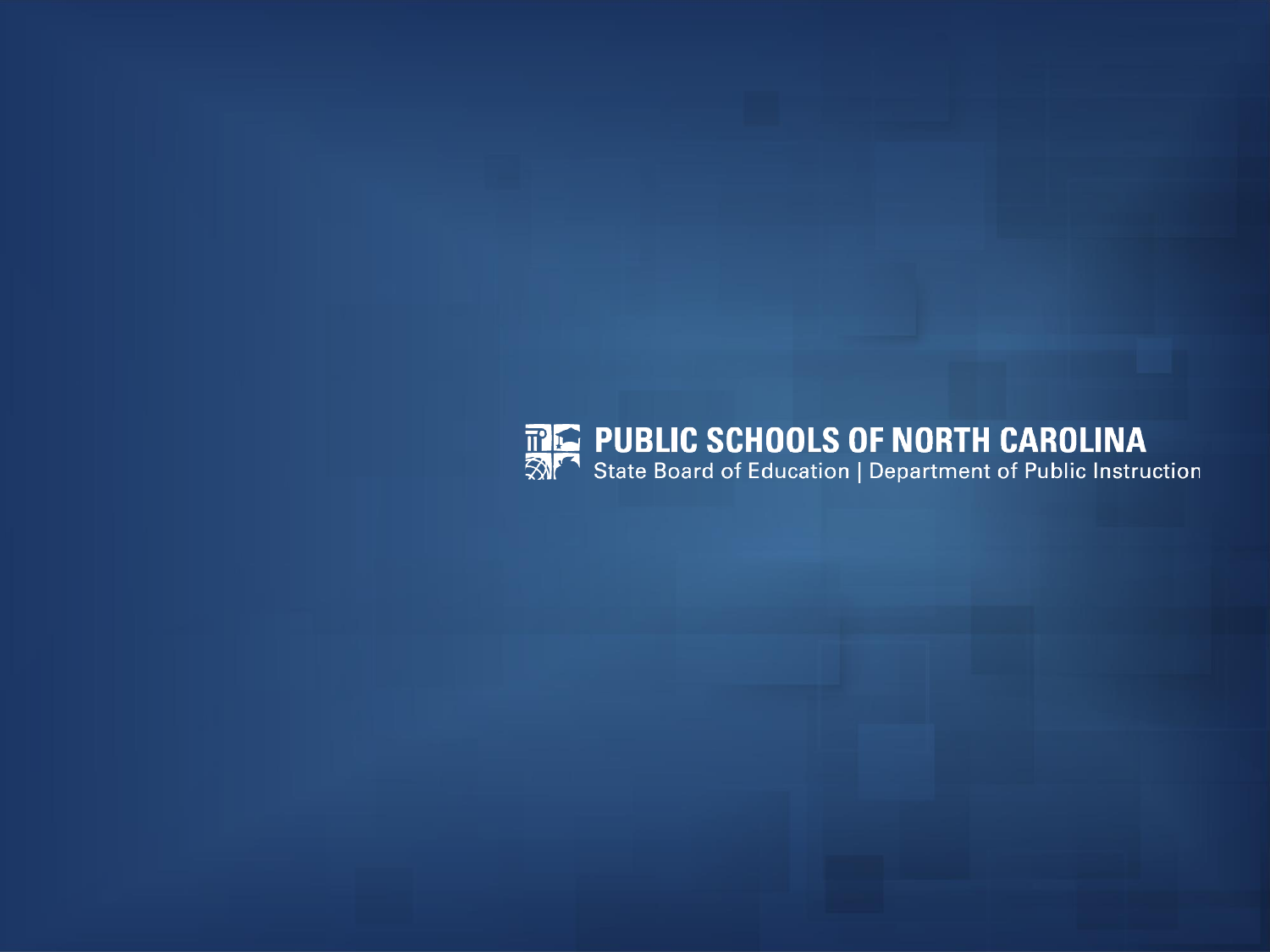PUBLIC SCHOOLS OF NORTH CAROLINA

State Board of Education | Department of Public Instruction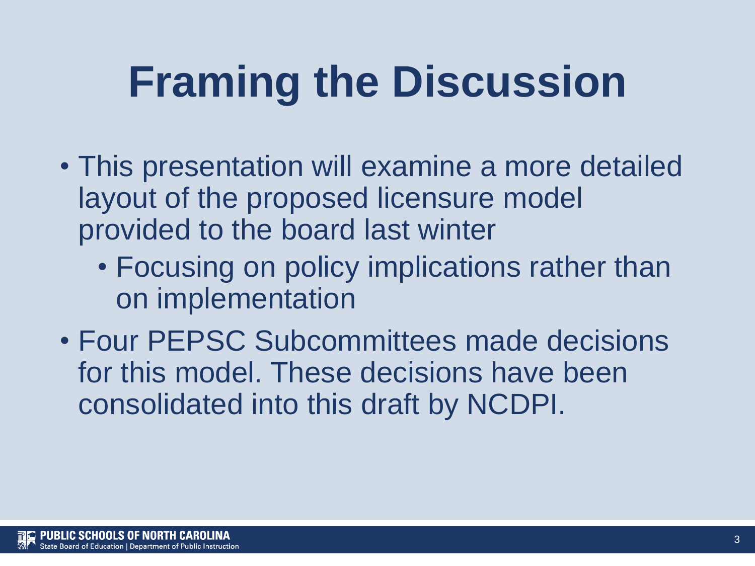# Framing the Discussion

- This presentation will examine a more detailed layout of the proposed licensure model provided to the board last winter
  - Focusing on policy implications rather than on implementation
- Four PEPSC Subcommittees made decisions for this model. These decisions have been consolidated into this draft by NCDPI.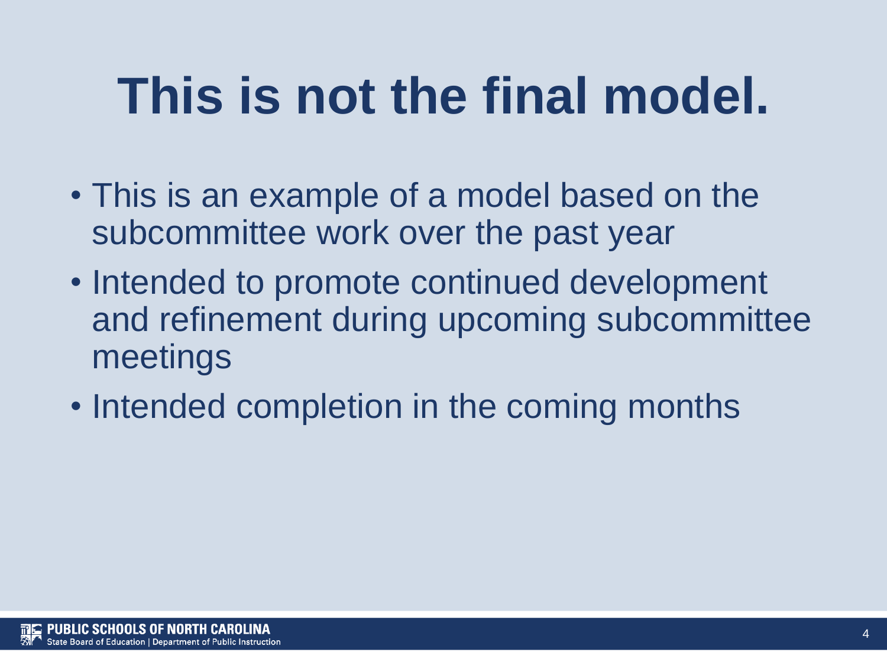# This is not the final model.

- This is an example of a model based on the subcommittee work over the past year
- Intended to promote continued development and refinement during upcoming subcommittee meetings
- Intended completion in the coming months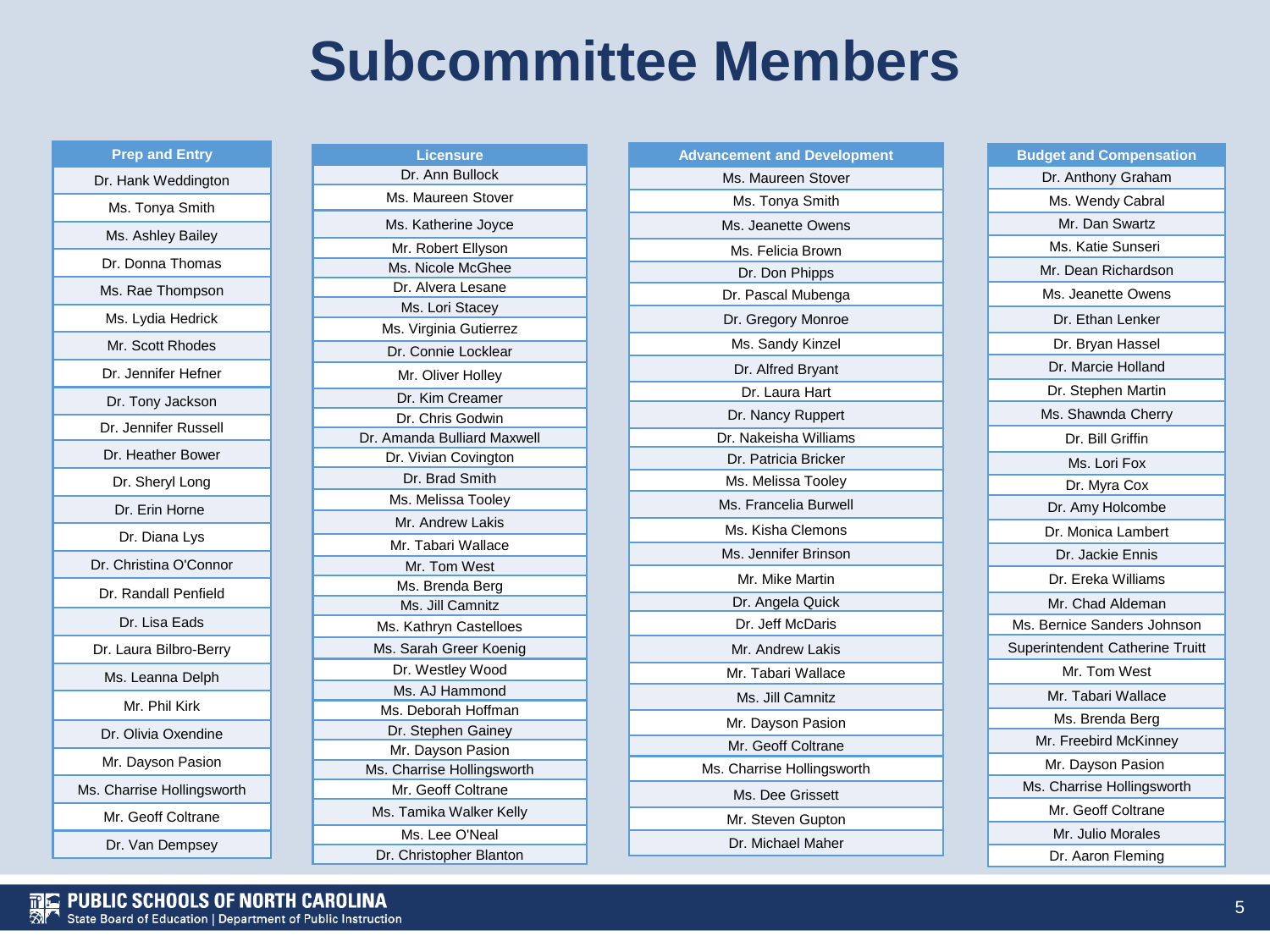# Subcommittee Members

| Prep and Entry |
|---|
| Dr. Hank Weddington |
| Ms. Tonya Smith |
| Ms. Ashley Bailey |
| Dr. Donna Thomas |
| Ms. Rae Thompson |
| Ms. Lydia Hedrick |
| Mr. Scott Rhodes |
| Dr. Jennifer Hefner |
| Dr. Tony Jackson |
| Dr. Jennifer Russell |
| Dr. Heather Bower |
| Dr. Sheryl Long |
| Dr. Erin Horne |
| Dr. Diana Lys |
| Dr. Christina O'Connor |
| Dr. Randall Penfield |
| Dr. Lisa Eads |
| Dr. Laura Bilbro-Berry |
| Ms. Leanna Delph |
| Mr. Phil Kirk |
| Dr. Olivia Oxendine |
| Mr. Dayson Pasion |
| Ms. Charrise Hollingsworth |
| Mr. Geoff Coltrane |
| Dr. Van Dempsey |

| Licensure |
|---|
| Dr. Ann Bullock |
| Ms. Maureen Stover |
| Ms. Katherine Joyce |
| Mr. Robert Ellyson |
| Ms. Nicole McGhee |
| Dr. Alvera Lesane |
| Ms. Lori Stacey |
| Ms. Virginia Gutierrez |
| Dr. Connie Locklear |
| Mr. Oliver Holley |
| Dr. Kim Creamer |
| Dr. Chris Godwin |
| Dr. Amanda Bulliard Maxwell |
| Dr. Vivian Covington |
| Dr. Brad Smith |
| Ms. Melissa Tooley |
| Mr. Andrew Lakis |
| Mr. Tabari Wallace |
| Mr. Tom West |
| Ms. Brenda Berg |
| Ms. Jill Camnitz |
| Ms. Kathryn Castelloes |
| Ms. Sarah Greer Koenig |
| Dr. Westley Wood |
| Ms. AJ Hammond |
| Ms. Deborah Hoffman |
| Dr. Stephen Gainey |
| Mr. Dayson Pasion |
| Ms. Charrise Hollingsworth |
| Mr. Geoff Coltrane |
| Ms. Tamika Walker Kelly |
| Ms. Lee O'Neal |
| Dr. Christopher Blanton |

| Advancement and Development |
|---|
| Ms. Maureen Stover |
| Ms. Tonya Smith |
| Ms. Jeanette Owens |
| Ms. Felicia Brown |
| Dr. Don Phipps |
| Dr. Pascal Mubenga |
| Dr. Gregory Monroe |
| Ms. Sandy Kinzel |
| Dr. Alfred Bryant |
| Dr. Laura Hart |
| Dr. Nancy Ruppert |
| Dr. Nakeisha Williams |
| Dr. Patricia Bricker |
| Ms. Melissa Tooley |
| Ms. Francelia Burwell |
| Ms. Kisha Clemons |
| Ms. Jennifer Brinson |
| Mr. Mike Martin |
| Dr. Angela Quick |
| Dr. Jeff McDaris |
| Mr. Andrew Lakis |
| Mr. Tabari Wallace |
| Ms. Jill Camnitz |
| Mr. Dayson Pasion |
| Mr. Geoff Coltrane |
| Ms. Charrise Hollingsworth |
| Ms. Dee Grissett |
| Mr. Steven Gupton |
| Dr. Michael Maher |

| Budget and Compensation |
|---|
| Dr. Anthony Graham |
| Ms. Wendy Cabral |
| Mr. Dan Swartz |
| Ms. Katie Sunseri |
| Mr. Dean Richardson |
| Ms. Jeanette Owens |
| Dr. Ethan Lenker |
| Dr. Bryan Hassel |
| Dr. Marcie Holland |
| Dr. Stephen Martin |
| Ms. Shawnda Cherry |
| Dr. Bill Griffin |
| Ms. Lori Fox |
| Dr. Myra Cox |
| Dr. Amy Holcombe |
| Dr. Monica Lambert |
| Dr. Jackie Ennis |
| Dr. Ereka Williams |
| Mr. Chad Aldeman |
| Ms. Bernice Sanders Johnson |
| Superintendent Catherine Truitt |
| Mr. Tom West |
| Mr. Tabari Wallace |
| Ms. Brenda Berg |
| Mr. Freebird McKinney |
| Mr. Dayson Pasion |
| Ms. Charrise Hollingsworth |
| Mr. Geoff Coltrane |
| Mr. Julio Morales |
| Dr. Aaron Fleming |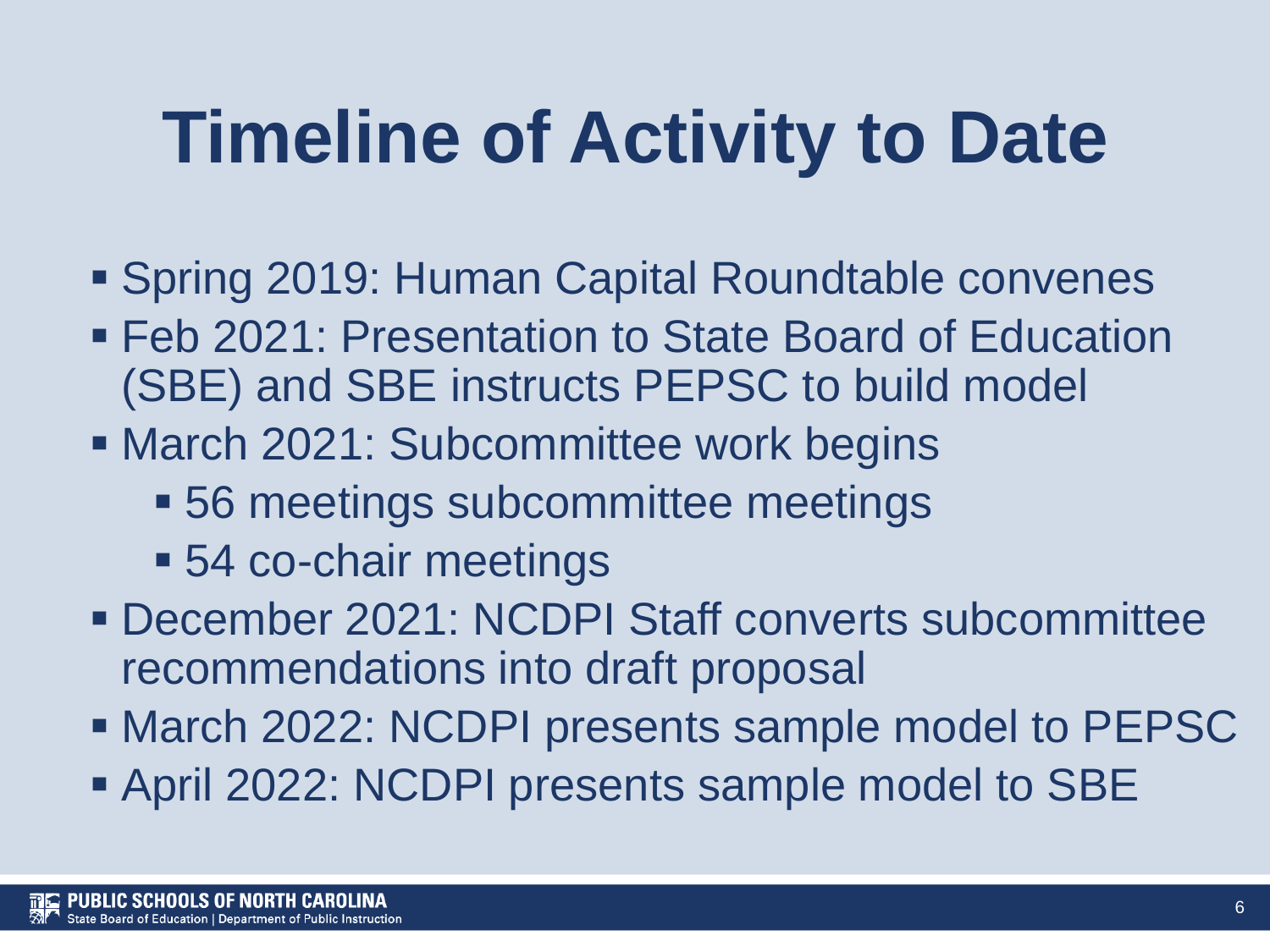# Timeline of Activity to Date

- Spring 2019: Human Capital Roundtable convenes
- Feb 2021: Presentation to State Board of Education (SBE) and SBE instructs PEPSC to build model
- March 2021: Subcommittee work begins
  - 56 meetings subcommittee meetings
  - 54 co-chair meetings
- December 2021: NCDPI Staff converts subcommittee recommendations into draft proposal
- March 2022: NCDPI presents sample model to PEPSC
- April 2022: NCDPI presents sample model to SBE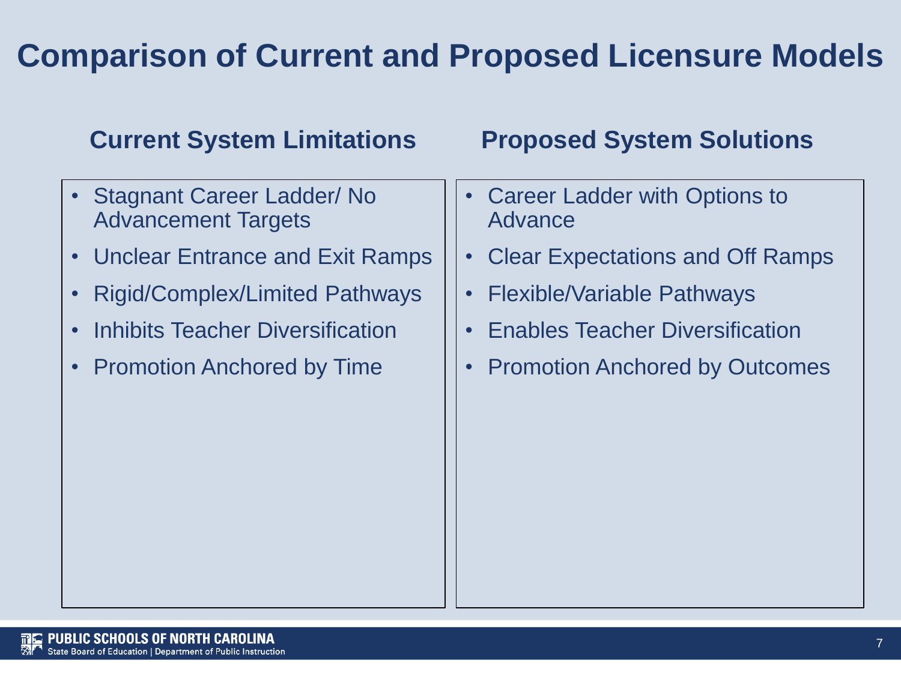# Comparison of Current and Proposed Licensure Models

| Current System Limitations | Proposed System Solutions |
| --- | --- |
| Stagnant Career Ladder/ No Advancement Targets | Career Ladder with Options to Advance |
| Unclear Entrance and Exit Ramps | Clear Expectations and Off Ramps |
| Rigid/Complex/Limited Pathways | Flexible/Variable Pathways |
| Inhibits Teacher Diversification | Enables Teacher Diversification |
| Promotion Anchored by Time | Promotion Anchored by Outcomes |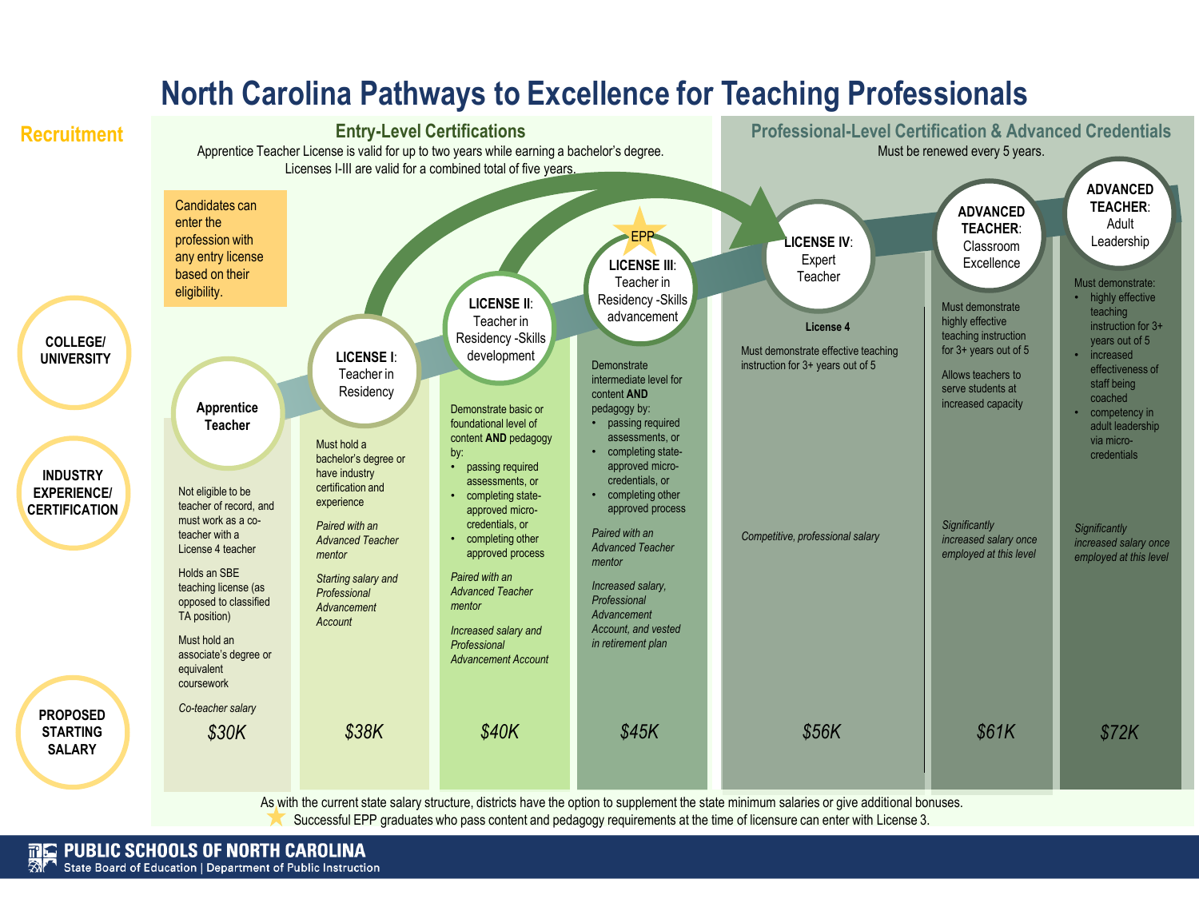# North Carolina Pathways to Excellence for Teaching Professionals

## Recruitment

- COLLEGE/ UNIVERSITY
- INDUSTRY EXPERIENCE/ CERTIFICATION

Candidates can enter the profession with any entry license based on their eligibility.

## Entry-Level Certifications

Apprentice Teacher License is valid for up to two years while earning a bachelor's degree.
Licenses I-III are valid for a combined total of five years.

### Apprentice Teacher

Not eligible to be teacher of record, and must work as a co-teacher with a License 4 teacher

Holds an SBE teaching license (as opposed to classified TA position)

Must hold an associate's degree or equivalent coursework

*Co-teacher salary*

**Proposed starting salary:** *$30K*

### LICENSE I: Teacher in Residency

Must hold a bachelor's degree or have industry certification and experience

*Paired with an Advanced Teacher mentor*

*Starting salary and Professional Advancement Account*

**Proposed starting salary:** *$38K*

### LICENSE II: Teacher in Residency - Skills development

Demonstrate basic or foundational level of content **AND** pedagogy by:

- passing required assessments, or
- completing state-approved micro-credentials, or
- completing other approved process

*Paired with an Advanced Teacher mentor*

*Increased salary and Professional Advancement Account*

**Proposed starting salary:** *$40K*

### LICENSE III: Teacher in Residency - Skills advancement (EPP)

Demonstrate intermediate level for content **AND** pedagogy by:

- passing required assessments, or
- completing state-approved micro-credentials, or
- completing other approved process

*Paired with an Advanced Teacher mentor*

*Increased salary, Professional Advancement Account, and vested in retirement plan*

**Proposed starting salary:** *$45K*

## Professional-Level Certification & Advanced Credentials

Must be renewed every 5 years.

### LICENSE IV: Expert Teacher

**License 4**

Must demonstrate effective teaching instruction for 3+ years out of 5

*Competitive, professional salary*

**Proposed starting salary:** *$56K*

### ADVANCED TEACHER: Classroom Excellence

Must demonstrate highly effective teaching instruction for 3+ years out of 5

Allows teachers to serve students at increased capacity

*Significantly increased salary once employed at this level*

**Proposed starting salary:** *$61K*

### ADVANCED TEACHER: Adult Leadership

Must demonstrate:

- highly effective teaching instruction for 3+ years out of 5
- increased effectiveness of staff being coached
- competency in adult leadership via micro-credentials

*Significantly increased salary once employed at this level*

**Proposed starting salary:** *$72K*

---

As with the current state salary structure, districts have the option to supplement the state minimum salaries or give additional bonuses.

★ Successful EPP graduates who pass content and pedagogy requirements at the time of licensure can enter with License 3.

PUBLIC SCHOOLS OF NORTH CAROLINA
State Board of Education | Department of Public Instruction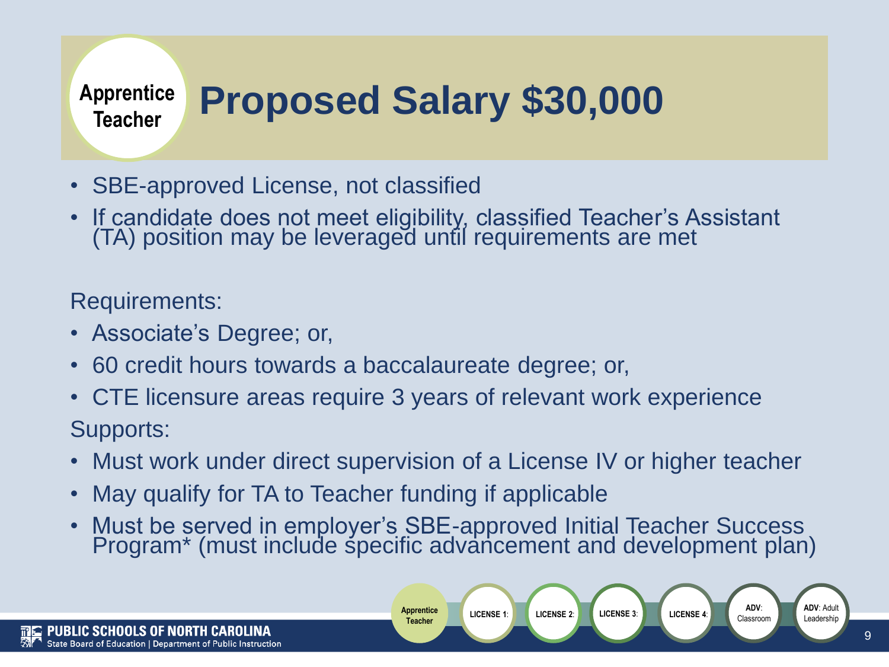# Apprentice Teacher — Proposed Salary $30,000

- SBE-approved License, not classified
- If candidate does not meet eligibility, classified Teacher's Assistant (TA) position may be leveraged until requirements are met

Requirements:

- Associate's Degree; or,
- 60 credit hours towards a baccalaureate degree; or,
- CTE licensure areas require 3 years of relevant work experience

Supports:

- Must work under direct supervision of a License IV or higher teacher
- May qualify for TA to Teacher funding if applicable
- Must be served in employer's SBE-approved Initial Teacher Success Program* (must include specific advancement and development plan)

Apprentice Teacher | LICENSE 1: | LICENSE 2: | LICENSE 3: | LICENSE 4: | ADV: Classroom | ADV: Adult Leadership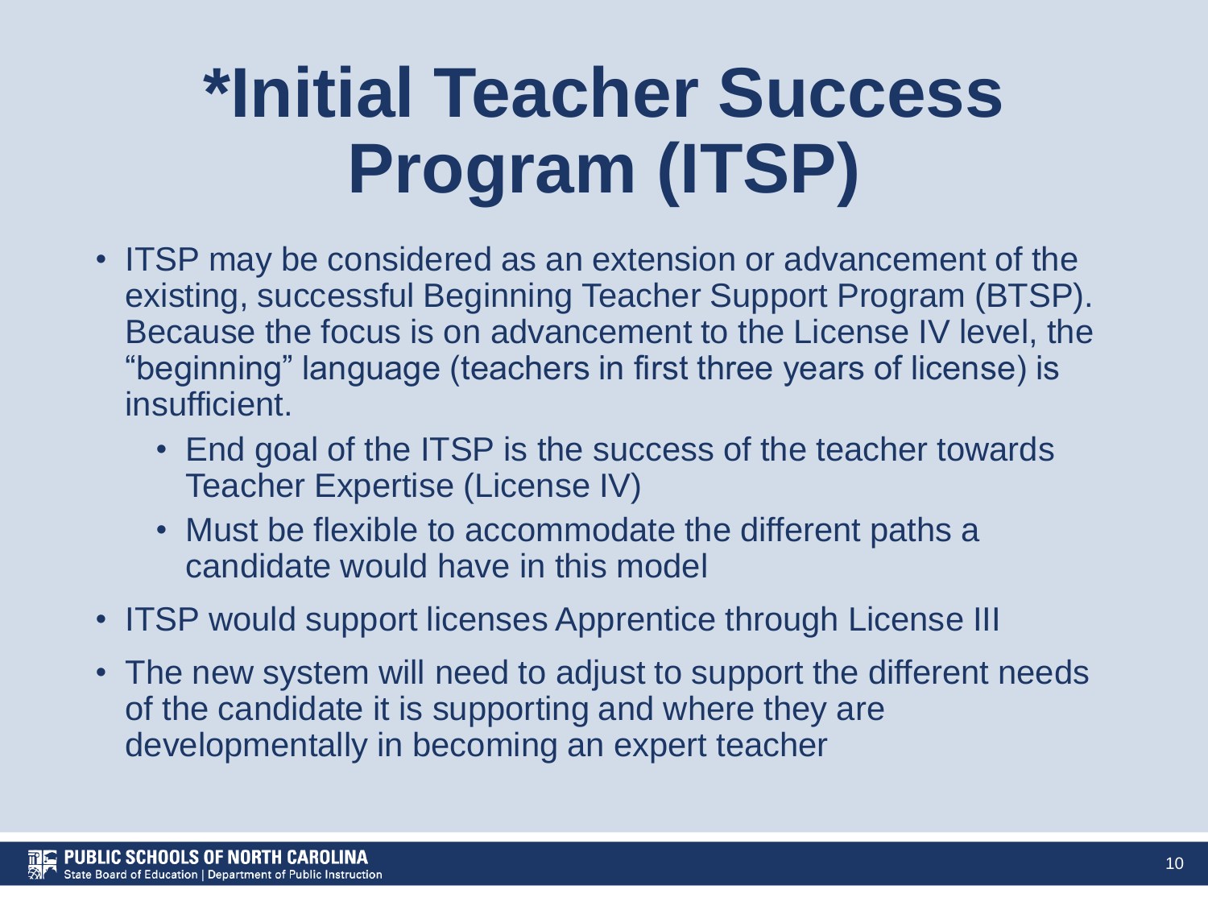# *Initial Teacher Success Program (ITSP)

- ITSP may be considered as an extension or advancement of the existing, successful Beginning Teacher Support Program (BTSP). Because the focus is on advancement to the License IV level, the "beginning" language (teachers in first three years of license) is insufficient.
  - End goal of the ITSP is the success of the teacher towards Teacher Expertise (License IV)
  - Must be flexible to accommodate the different paths a candidate would have in this model
- ITSP would support licenses Apprentice through License III
- The new system will need to adjust to support the different needs of the candidate it is supporting and where they are developmentally in becoming an expert teacher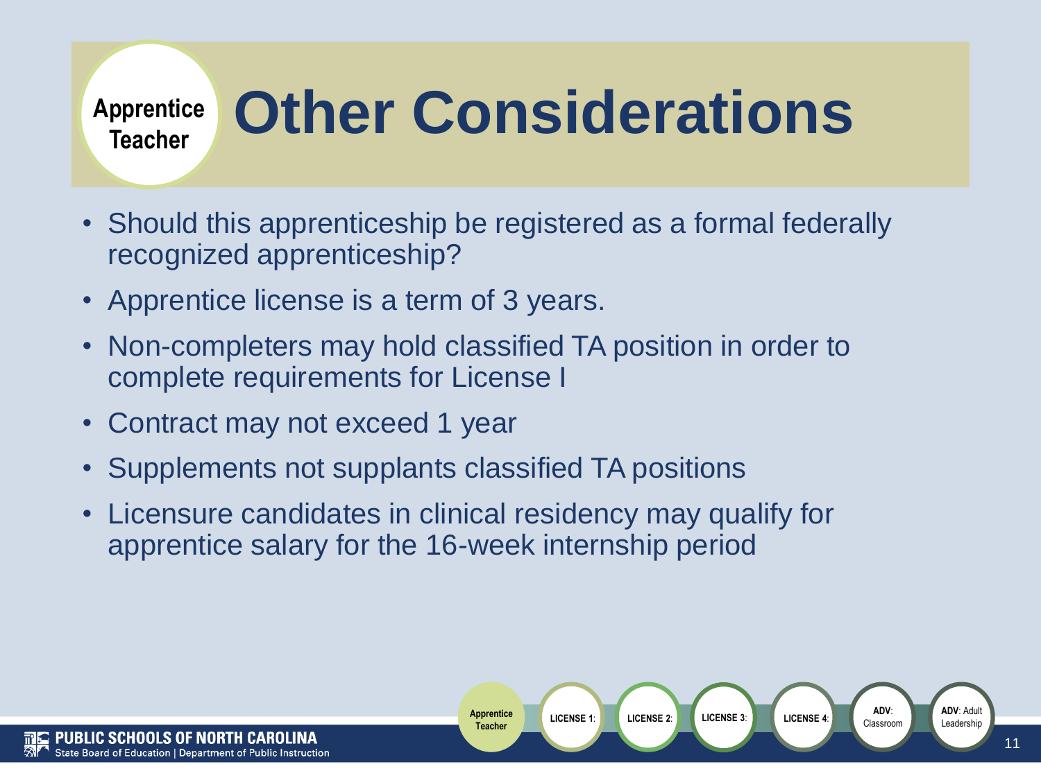# Other Considerations

Apprentice Teacher

- Should this apprenticeship be registered as a formal federally recognized apprenticeship?
- Apprentice license is a term of 3 years.
- Non-completers may hold classified TA position in order to complete requirements for License I
- Contract may not exceed 1 year
- Supplements not supplants classified TA positions
- Licensure candidates in clinical residency may qualify for apprentice salary for the 16-week internship period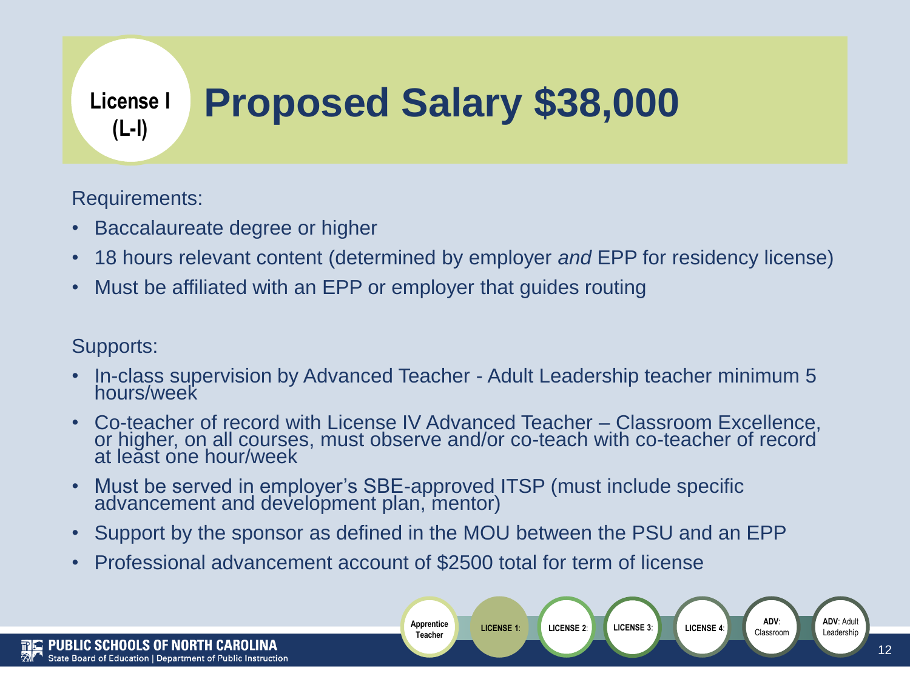# License I (L-I) Proposed Salary $38,000

Requirements:

- Baccalaureate degree or higher
- 18 hours relevant content (determined by employer *and* EPP for residency license)
- Must be affiliated with an EPP or employer that guides routing

Supports:

- In-class supervision by Advanced Teacher - Adult Leadership teacher minimum 5 hours/week
- Co-teacher of record with License IV Advanced Teacher – Classroom Excellence, or higher, on all courses, must observe and/or co-teach with co-teacher of record at least one hour/week
- Must be served in employer's SBE-approved ITSP (must include specific advancement and development plan, mentor)
- Support by the sponsor as defined in the MOU between the PSU and an EPP
- Professional advancement account of $2500 total for term of license

Apprentice Teacher | LICENSE 1: | LICENSE 2: | LICENSE 3: | LICENSE 4: | ADV: Classroom | ADV: Adult Leadership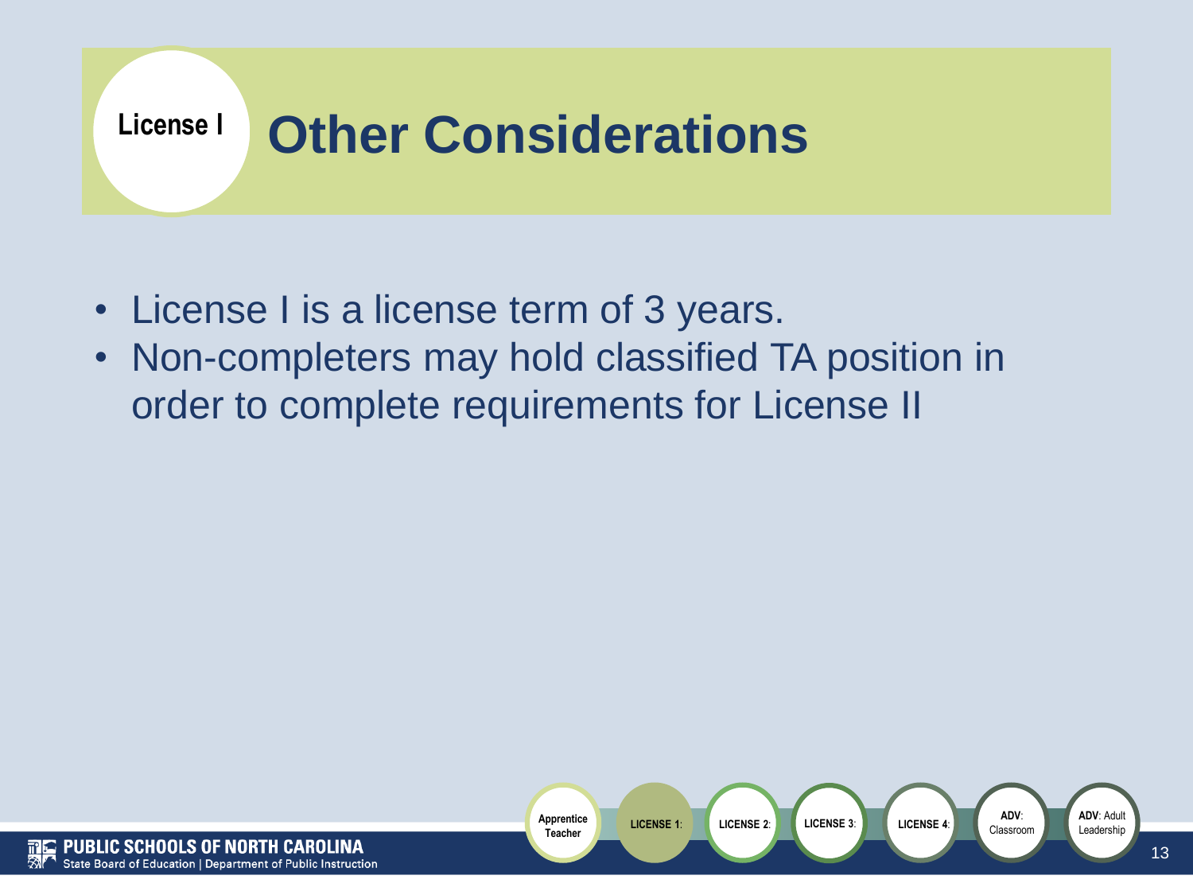License I

# Other Considerations

- License I is a license term of 3 years.
- Non-completers may hold classified TA position in order to complete requirements for License II

Apprentice Teacher | LICENSE 1: | LICENSE 2: | LICENSE 3: | LICENSE 4: | ADV: Classroom | ADV: Adult Leadership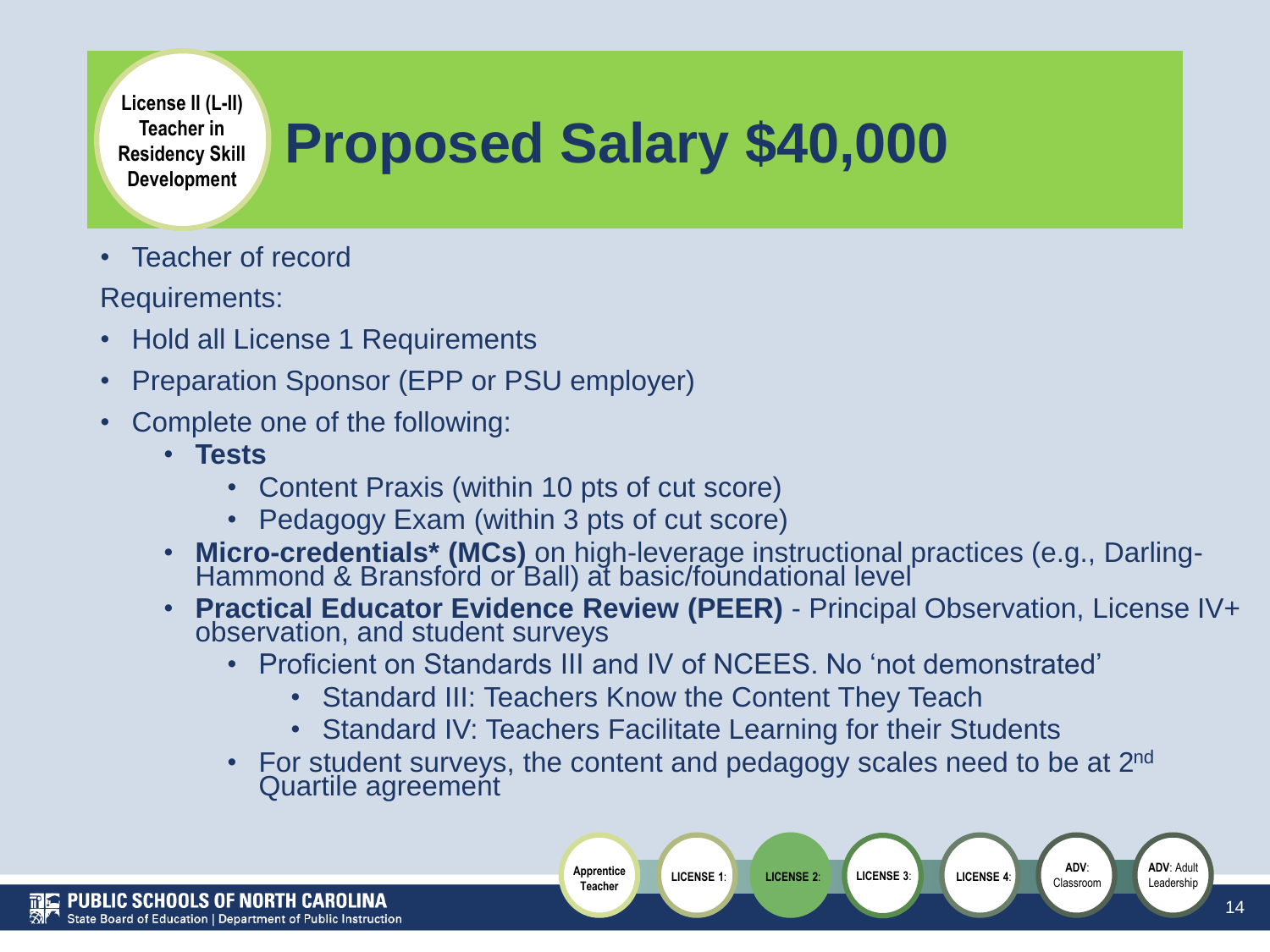License II (L-II) Teacher in Residency Skill Development

# Proposed Salary $40,000

- Teacher of record

Requirements:

- Hold all License 1 Requirements
- Preparation Sponsor (EPP or PSU employer)
- Complete one of the following:
  - **Tests**
    - Content Praxis (within 10 pts of cut score)
    - Pedagogy Exam (within 3 pts of cut score)
  - **Micro-credentials* (MCs)** on high-leverage instructional practices (e.g., Darling-Hammond & Bransford or Ball) at basic/foundational level
  - **Practical Educator Evidence Review (PEER)** - Principal Observation, License IV+ observation, and student surveys
    - Proficient on Standards III and IV of NCEES. No 'not demonstrated'
      - Standard III: Teachers Know the Content They Teach
      - Standard IV: Teachers Facilitate Learning for their Students
    - For student surveys, the content and pedagogy scales need to be at 2nd Quartile agreement

Apprentice Teacher | LICENSE 1: | LICENSE 2: | LICENSE 3: | LICENSE 4: | ADV: Classroom | ADV: Adult Leadership

PUBLIC SCHOOLS OF NORTH CAROLINA
State Board of Education | Department of Public Instruction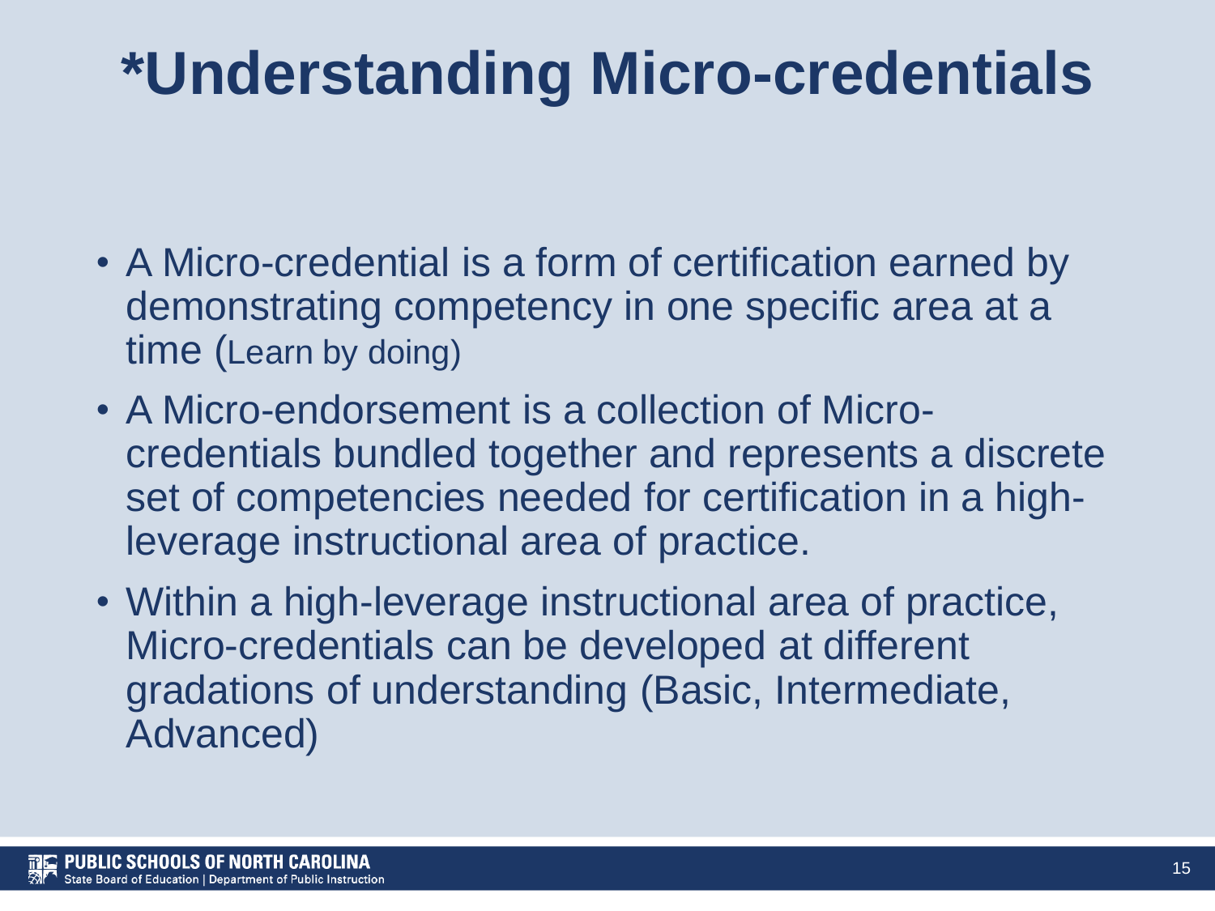# *Understanding Micro-credentials

- A Micro-credential is a form of certification earned by demonstrating competency in one specific area at a time (Learn by doing)
- A Micro-endorsement is a collection of Micro-credentials bundled together and represents a discrete set of competencies needed for certification in a high-leverage instructional area of practice.
- Within a high-leverage instructional area of practice, Micro-credentials can be developed at different gradations of understanding (Basic, Intermediate, Advanced)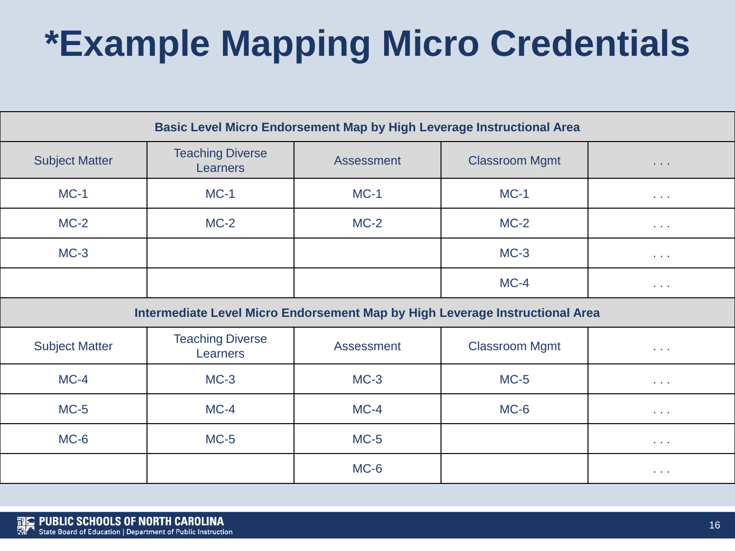# *Example Mapping Micro Credentials

| Basic Level Micro Endorsement Map by High Leverage Instructional Area | | | | |
|---|---|---|---|---|
| Subject Matter | Teaching Diverse Learners | Assessment | Classroom Mgmt | . . . |
| MC-1 | MC-1 | MC-1 | MC-1 | . . . |
| MC-2 | MC-2 | MC-2 | MC-2 | . . . |
| MC-3 | | | MC-3 | . . . |
| | | | MC-4 | . . . |
| **Intermediate Level Micro Endorsement Map by High Leverage Instructional Area** | | | | |
| Subject Matter | Teaching Diverse Learners | Assessment | Classroom Mgmt | . . . |
| MC-4 | MC-3 | MC-3 | MC-5 | . . . |
| MC-5 | MC-4 | MC-4 | MC-6 | . . . |
| MC-6 | MC-5 | MC-5 | | . . . |
| | | MC-6 | | . . . |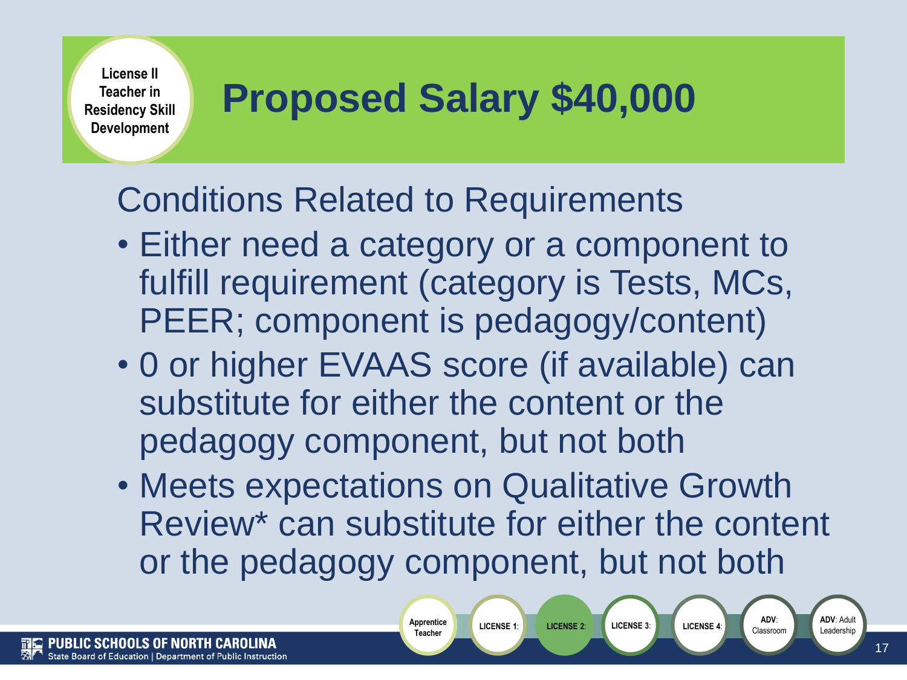License II Teacher in Residency Skill Development

# Proposed Salary $40,000

Conditions Related to Requirements

- Either need a category or a component to fulfill requirement (category is Tests, MCs, PEER; component is pedagogy/content)
- 0 or higher EVAAS score (if available) can substitute for either the content or the pedagogy component, but not both
- Meets expectations on Qualitative Growth Review* can substitute for either the content or the pedagogy component, but not both

Apprentice Teacher | LICENSE 1: | LICENSE 2: | LICENSE 3: | LICENSE 4: | ADV: Classroom | ADV: Adult Leadership

PUBLIC SCHOOLS OF NORTH CAROLINA
State Board of Education | Department of Public Instruction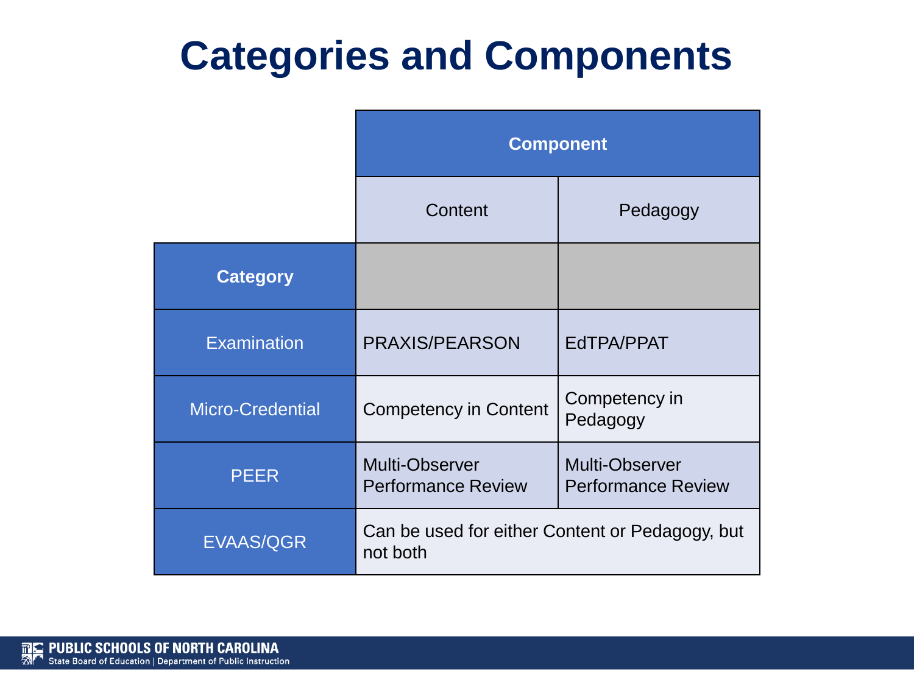# Categories and Components

| | Component | |
|---|---|---|
| | Content | Pedagogy |
| **Category** | | |
| Examination | PRAXIS/PEARSON | EdTPA/PPAT |
| Micro-Credential | Competency in Content | Competency in Pedagogy |
| PEER | Multi-Observer Performance Review | Multi-Observer Performance Review |
| EVAAS/QGR | Can be used for either Content or Pedagogy, but not both | |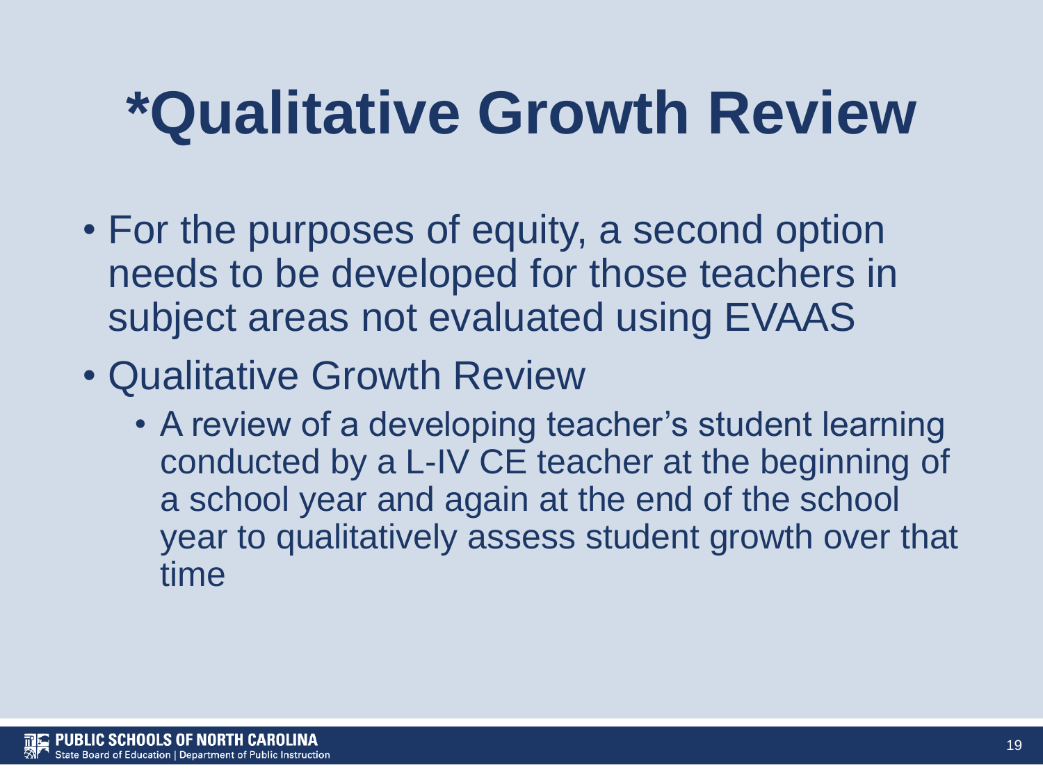# *Qualitative Growth Review

- For the purposes of equity, a second option needs to be developed for those teachers in subject areas not evaluated using EVAAS
- Qualitative Growth Review
  - A review of a developing teacher's student learning conducted by a L-IV CE teacher at the beginning of a school year and again at the end of the school year to qualitatively assess student growth over that time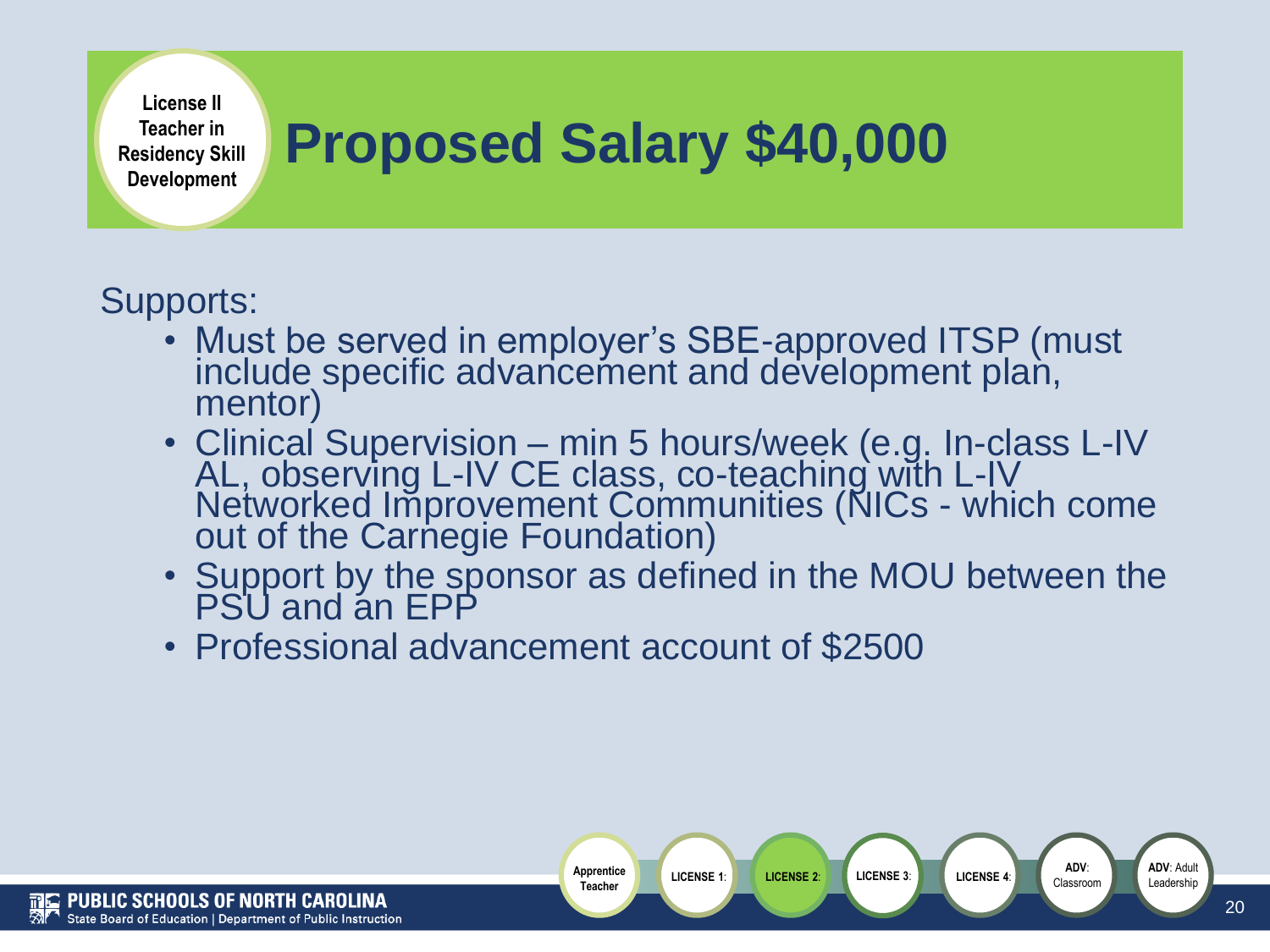License II Teacher in Residency Skill Development

# Proposed Salary $40,000

Supports:

- Must be served in employer's SBE-approved ITSP (must include specific advancement and development plan, mentor)
- Clinical Supervision – min 5 hours/week (e.g. In-class L-IV AL, observing L-IV CE class, co-teaching with L-IV Networked Improvement Communities (NICs - which come out of the Carnegie Foundation)
- Support by the sponsor as defined in the MOU between the PSU and an EPP
- Professional advancement account of $2500

Apprentice Teacher | LICENSE 1: | LICENSE 2: | LICENSE 3: | LICENSE 4: | ADV: Classroom | ADV: Adult Leadership

PUBLIC SCHOOLS OF NORTH CAROLINA
State Board of Education | Department of Public Instruction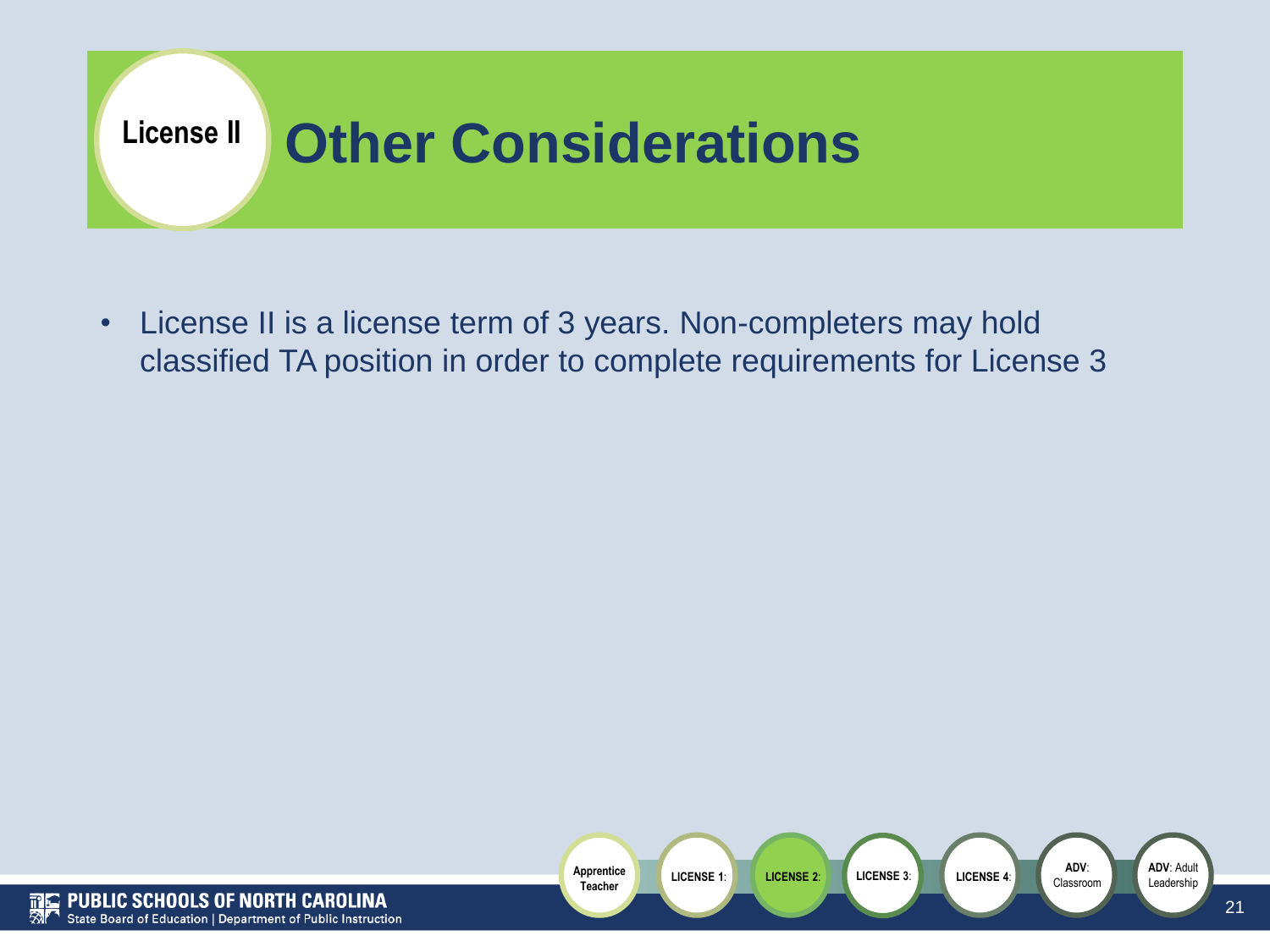License II

# Other Considerations

- License II is a license term of 3 years. Non-completers may hold classified TA position in order to complete requirements for License 3

Apprentice Teacher | LICENSE 1: | LICENSE 2: | LICENSE 3: | LICENSE 4: | ADV: Classroom | ADV: Adult Leadership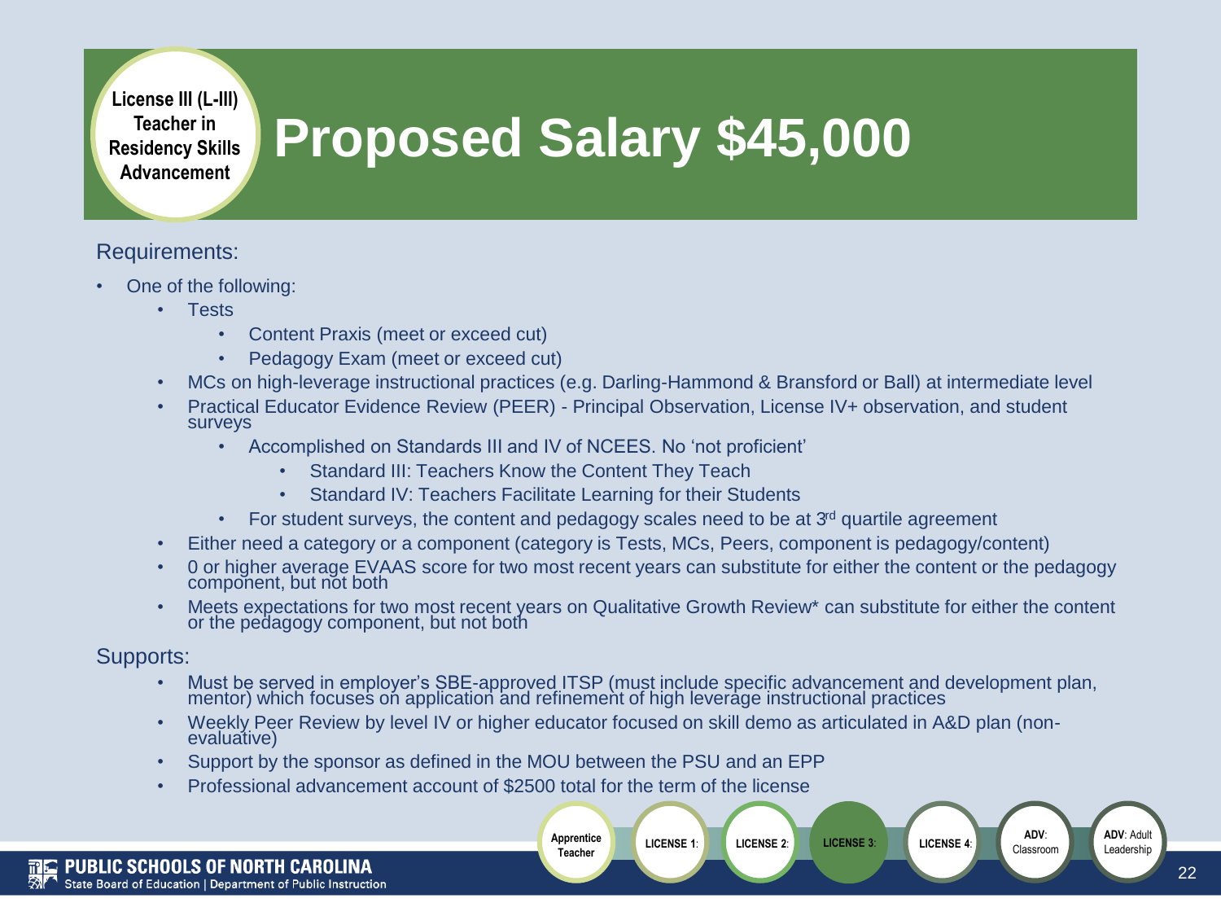**License III (L-III) Teacher in Residency Skills Advancement**

# Proposed Salary $45,000

Requirements:

- One of the following:
  - Tests
    - Content Praxis (meet or exceed cut)
    - Pedagogy Exam (meet or exceed cut)
  - MCs on high-leverage instructional practices (e.g. Darling-Hammond & Bransford or Ball) at intermediate level
  - Practical Educator Evidence Review (PEER) - Principal Observation, License IV+ observation, and student surveys
    - Accomplished on Standards III and IV of NCEES. No 'not proficient'
      - Standard III: Teachers Know the Content They Teach
      - Standard IV: Teachers Facilitate Learning for their Students
    - For student surveys, the content and pedagogy scales need to be at 3rd quartile agreement
  - Either need a category or a component (category is Tests, MCs, Peers, component is pedagogy/content)
  - 0 or higher average EVAAS score for two most recent years can substitute for either the content or the pedagogy component, but not both
  - Meets expectations for two most recent years on Qualitative Growth Review* can substitute for either the content or the pedagogy component, but not both

Supports:

- Must be served in employer's SBE-approved ITSP (must include specific advancement and development plan, mentor) which focuses on application and refinement of high leverage instructional practices
- Weekly Peer Review by level IV or higher educator focused on skill demo as articulated in A&D plan (non-evaluative)
- Support by the sponsor as defined in the MOU between the PSU and an EPP
- Professional advancement account of $2500 total for the term of the license

Apprentice Teacher | LICENSE 1: | LICENSE 2: | LICENSE 3: | LICENSE 4: | ADV: Classroom | ADV: Adult Leadership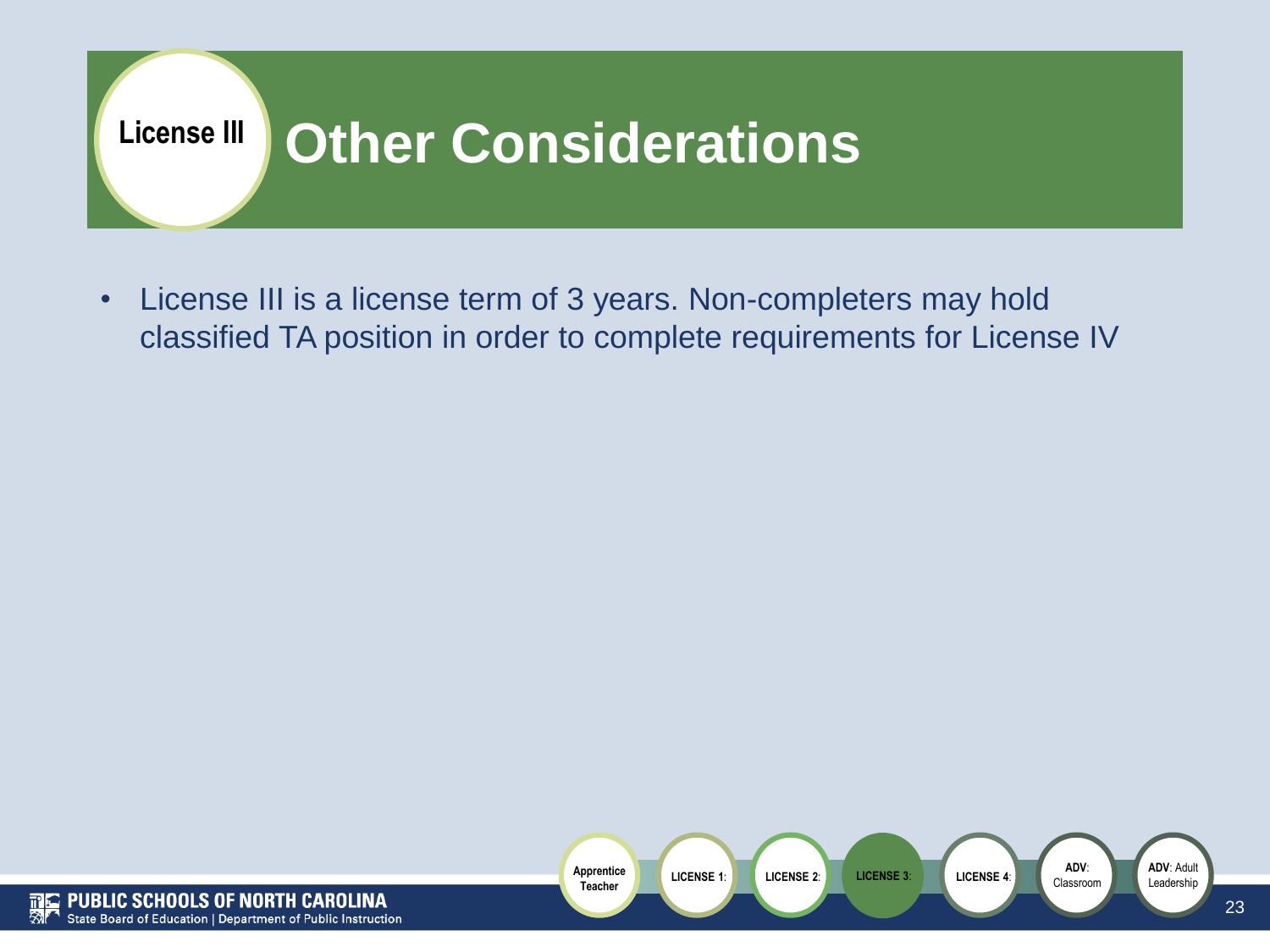License III

# Other Considerations

- License III is a license term of 3 years. Non-completers may hold classified TA position in order to complete requirements for License IV

Apprentice Teacher | LICENSE 1: | LICENSE 2: | LICENSE 3: | LICENSE 4: | ADV: Classroom | ADV: Adult Leadership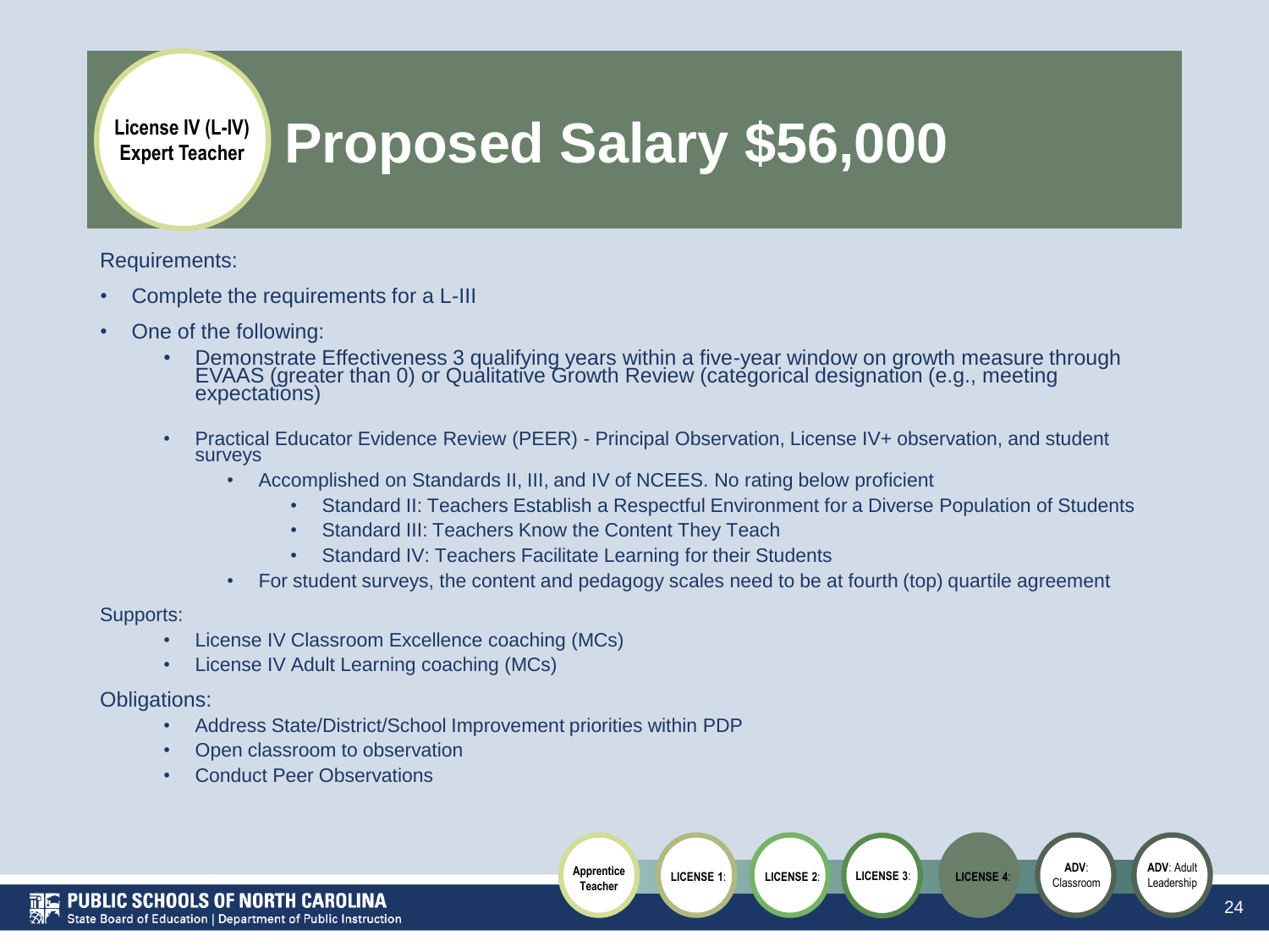**License IV (L-IV) Expert Teacher**

# Proposed Salary $56,000

Requirements:

- Complete the requirements for a L-III
- One of the following:
  - Demonstrate Effectiveness 3 qualifying years within a five-year window on growth measure through EVAAS (greater than 0) or Qualitative Growth Review (categorical designation (e.g., meeting expectations)
  - Practical Educator Evidence Review (PEER) - Principal Observation, License IV+ observation, and student surveys
    - Accomplished on Standards II, III, and IV of NCEES. No rating below proficient
      - Standard II: Teachers Establish a Respectful Environment for a Diverse Population of Students
      - Standard III: Teachers Know the Content They Teach
      - Standard IV: Teachers Facilitate Learning for their Students
    - For student surveys, the content and pedagogy scales need to be at fourth (top) quartile agreement

Supports:

- License IV Classroom Excellence coaching (MCs)
- License IV Adult Learning coaching (MCs)

Obligations:

- Address State/District/School Improvement priorities within PDP
- Open classroom to observation
- Conduct Peer Observations

Apprentice Teacher | LICENSE 1: | LICENSE 2: | LICENSE 3: | LICENSE 4: | ADV: Classroom | ADV: Adult Leadership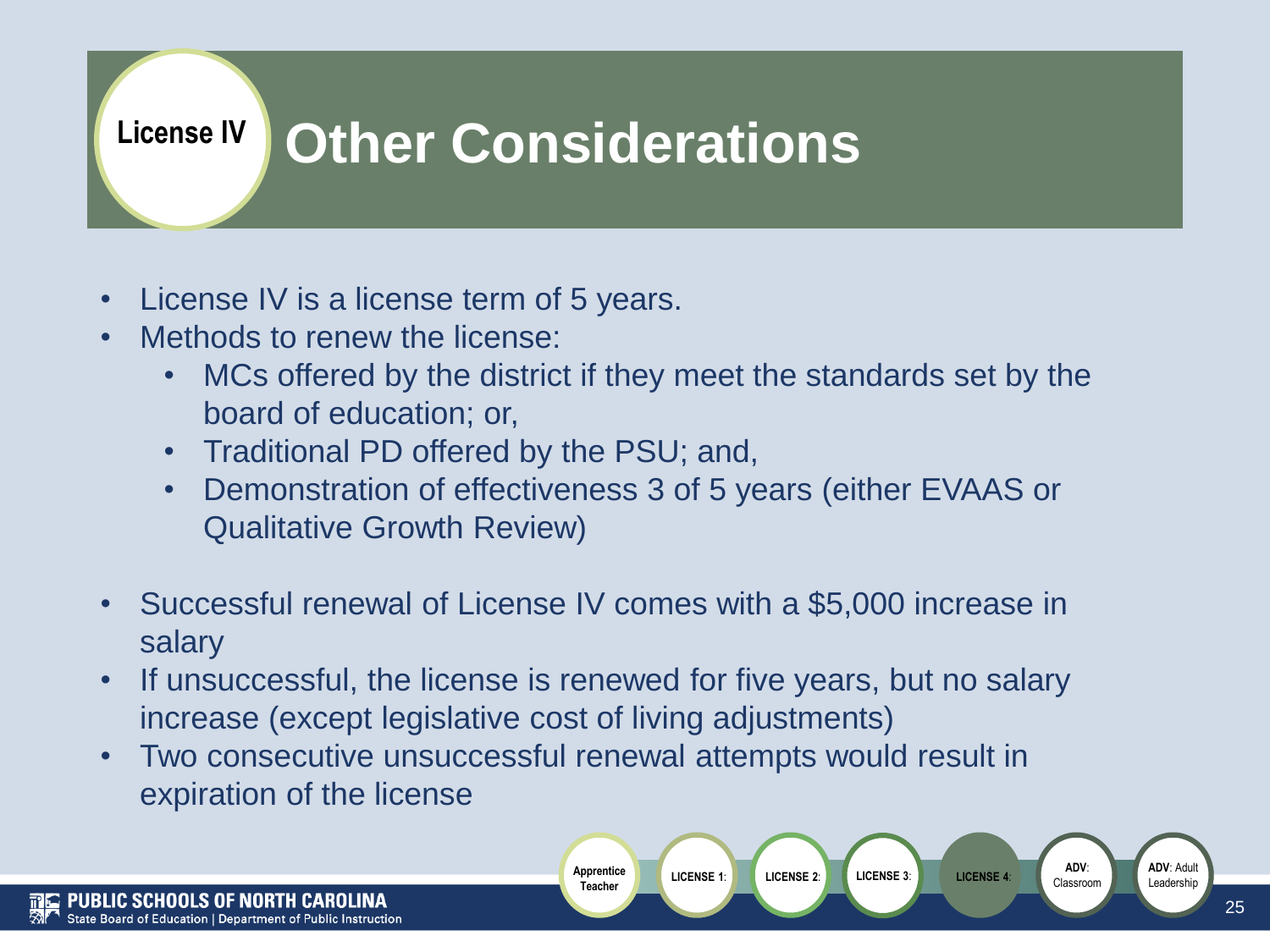# License IV Other Considerations

- License IV is a license term of 5 years.
- Methods to renew the license:
  - MCs offered by the district if they meet the standards set by the board of education; or,
  - Traditional PD offered by the PSU; and,
  - Demonstration of effectiveness 3 of 5 years (either EVAAS or Qualitative Growth Review)
- Successful renewal of License IV comes with a $5,000 increase in salary
- If unsuccessful, the license is renewed for five years, but no salary increase (except legislative cost of living adjustments)
- Two consecutive unsuccessful renewal attempts would result in expiration of the license

Apprentice Teacher | LICENSE 1: | LICENSE 2: | LICENSE 3: | LICENSE 4: | ADV: Classroom | ADV: Adult Leadership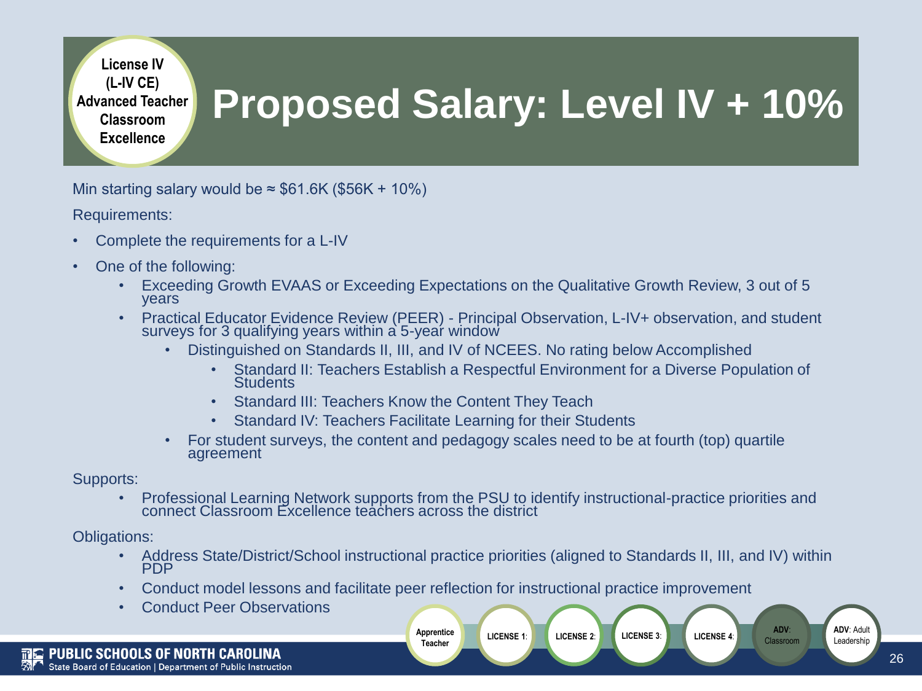License IV (L-IV CE) Advanced Teacher Classroom Excellence

# Proposed Salary: Level IV + 10%

Min starting salary would be ≈ $61.6K ($56K + 10%)

Requirements:

- Complete the requirements for a L-IV
- One of the following:
  - Exceeding Growth EVAAS or Exceeding Expectations on the Qualitative Growth Review, 3 out of 5 years
  - Practical Educator Evidence Review (PEER) - Principal Observation, L-IV+ observation, and student surveys for 3 qualifying years within a 5-year window
    - Distinguished on Standards II, III, and IV of NCEES. No rating below Accomplished
      - Standard II: Teachers Establish a Respectful Environment for a Diverse Population of Students
      - Standard III: Teachers Know the Content They Teach
      - Standard IV: Teachers Facilitate Learning for their Students
    - For student surveys, the content and pedagogy scales need to be at fourth (top) quartile agreement

Supports:

- Professional Learning Network supports from the PSU to identify instructional-practice priorities and connect Classroom Excellence teachers across the district

Obligations:

- Address State/District/School instructional practice priorities (aligned to Standards II, III, and IV) within PDP
- Conduct model lessons and facilitate peer reflection for instructional practice improvement
- Conduct Peer Observations

Apprentice Teacher | LICENSE 1: | LICENSE 2: | LICENSE 3: | LICENSE 4: | ADV: Classroom | ADV: Adult Leadership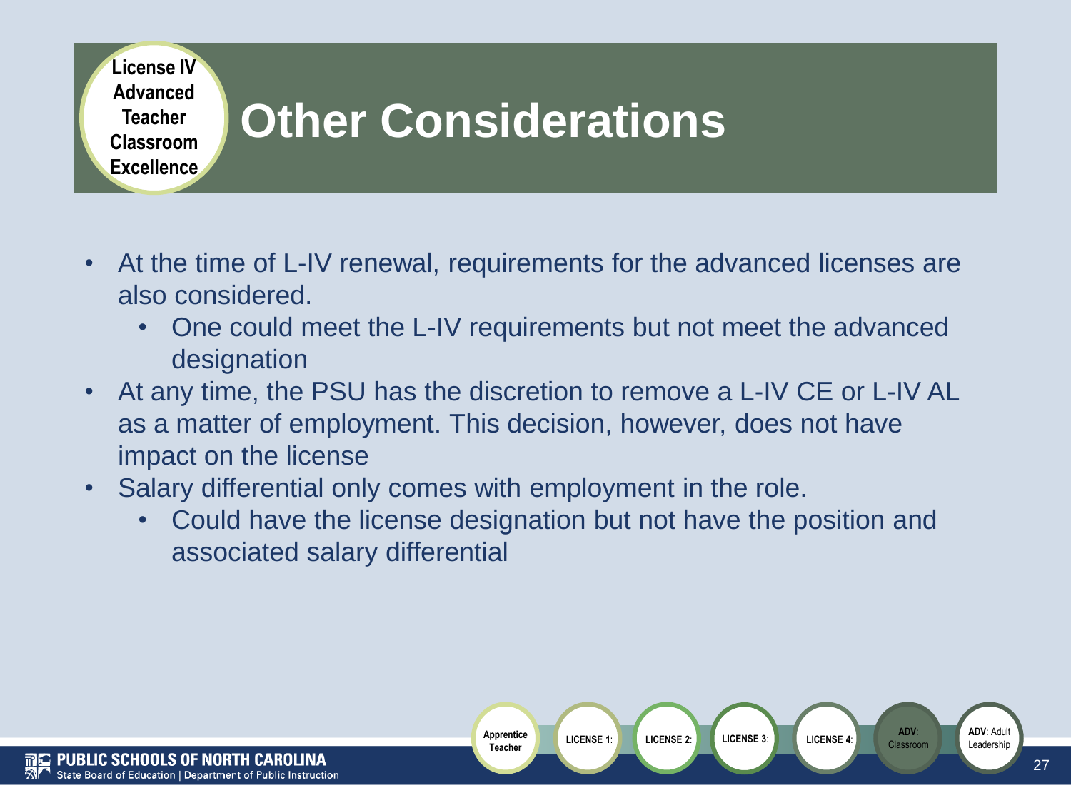License IV Advanced Teacher Classroom Excellence

# Other Considerations

- At the time of L-IV renewal, requirements for the advanced licenses are also considered.
  - One could meet the L-IV requirements but not meet the advanced designation
- At any time, the PSU has the discretion to remove a L-IV CE or L-IV AL as a matter of employment. This decision, however, does not have impact on the license
- Salary differential only comes with employment in the role.
  - Could have the license designation but not have the position and associated salary differential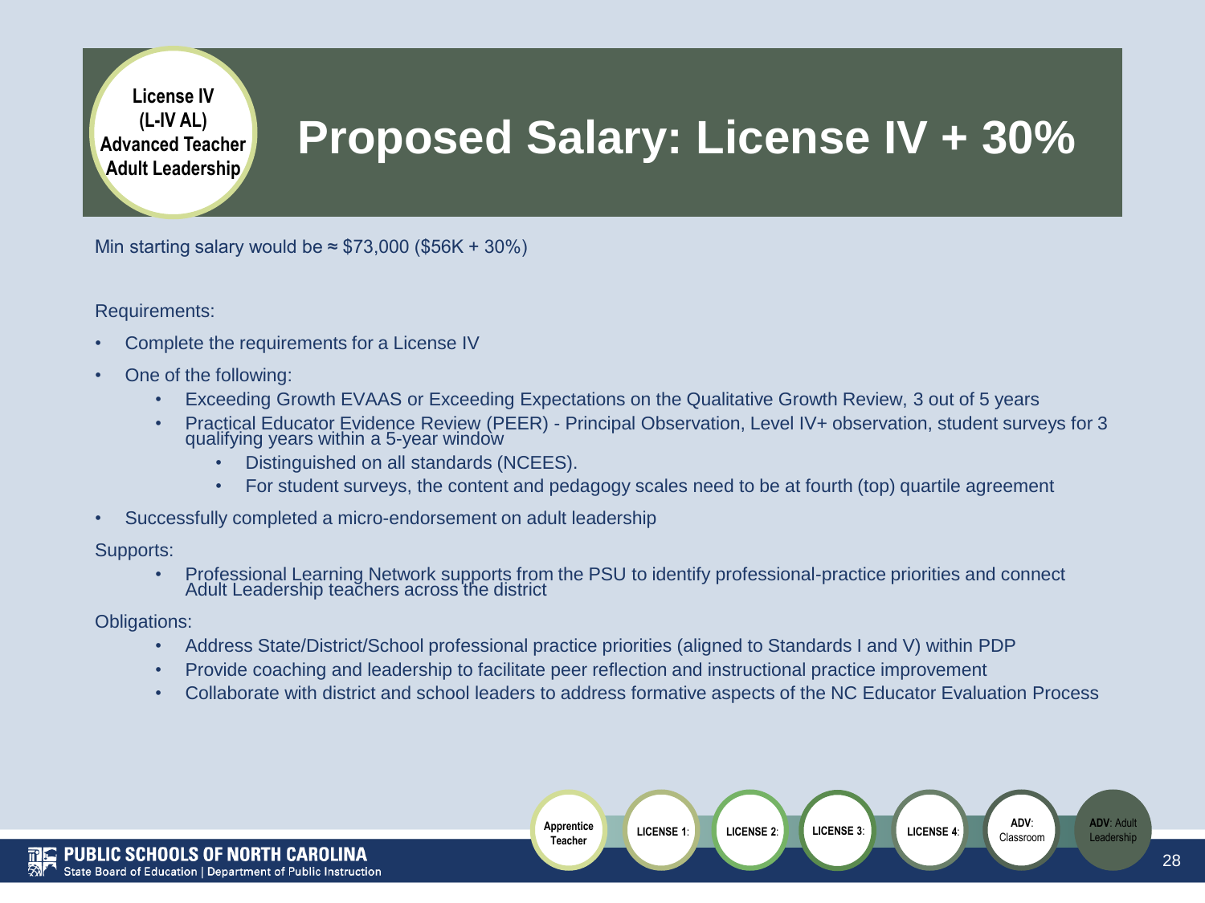License IV (L-IV AL) Advanced Teacher Adult Leadership

# Proposed Salary: License IV + 30%

Min starting salary would be ≈ $73,000 ($56K + 30%)

Requirements:

- Complete the requirements for a License IV
- One of the following:
  - Exceeding Growth EVAAS or Exceeding Expectations on the Qualitative Growth Review, 3 out of 5 years
  - Practical Educator Evidence Review (PEER) - Principal Observation, Level IV+ observation, student surveys for 3 qualifying years within a 5-year window
    - Distinguished on all standards (NCEES).
    - For student surveys, the content and pedagogy scales need to be at fourth (top) quartile agreement
- Successfully completed a micro-endorsement on adult leadership

Supports:

- Professional Learning Network supports from the PSU to identify professional-practice priorities and connect Adult Leadership teachers across the district

Obligations:

- Address State/District/School professional practice priorities (aligned to Standards I and V) within PDP
- Provide coaching and leadership to facilitate peer reflection and instructional practice improvement
- Collaborate with district and school leaders to address formative aspects of the NC Educator Evaluation Process

Apprentice Teacher | LICENSE 1: | LICENSE 2: | LICENSE 3: | LICENSE 4: | ADV: Classroom | ADV: Adult Leadership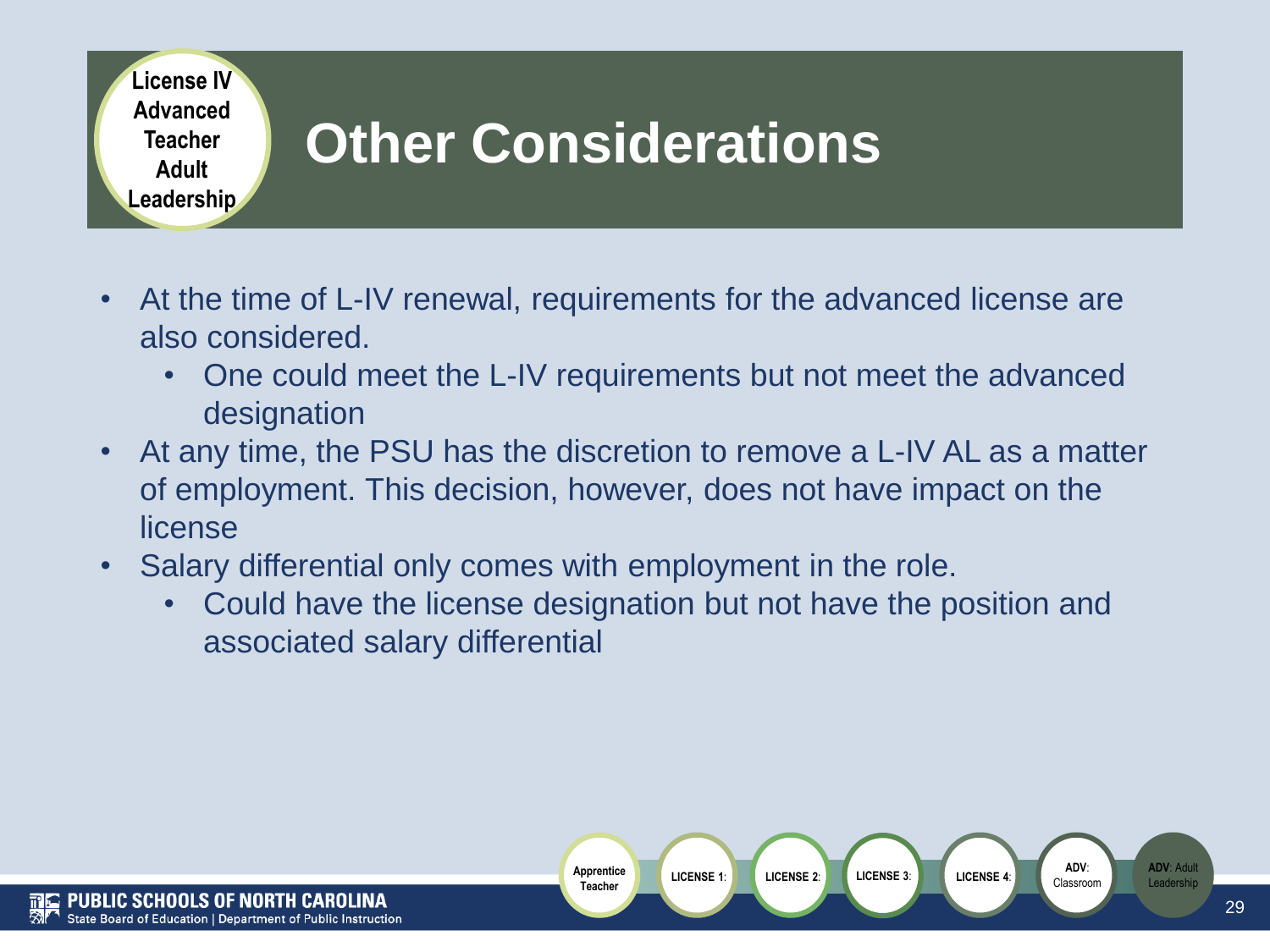License IV Advanced Teacher Adult Leadership

# Other Considerations

- At the time of L-IV renewal, requirements for the advanced license are also considered.
  - One could meet the L-IV requirements but not meet the advanced designation
- At any time, the PSU has the discretion to remove a L-IV AL as a matter of employment. This decision, however, does not have impact on the license
- Salary differential only comes with employment in the role.
  - Could have the license designation but not have the position and associated salary differential

Apprentice Teacher | LICENSE 1: | LICENSE 2: | LICENSE 3: | LICENSE 4: | ADV: Classroom | ADV: Adult Leadership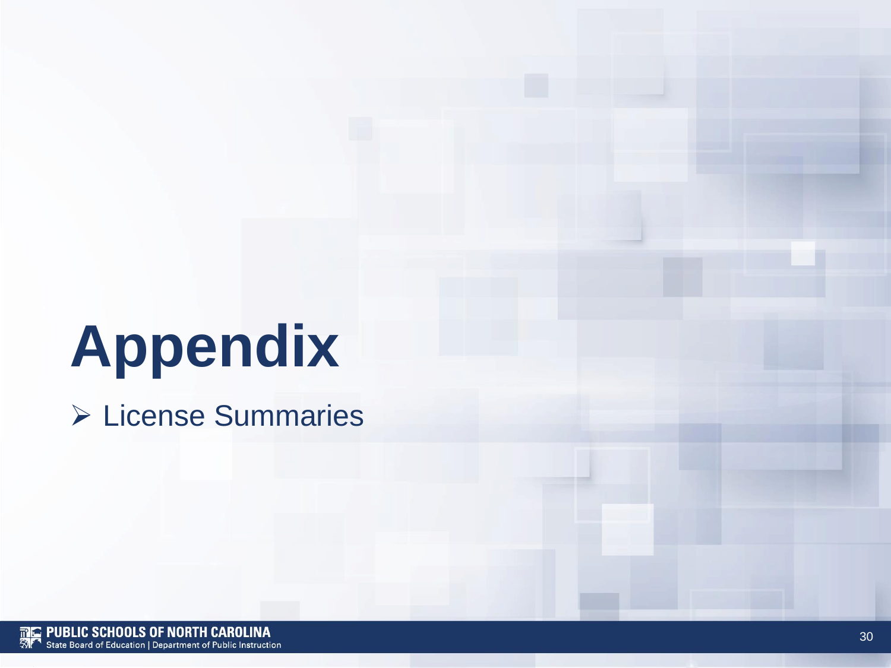# Appendix

- License Summaries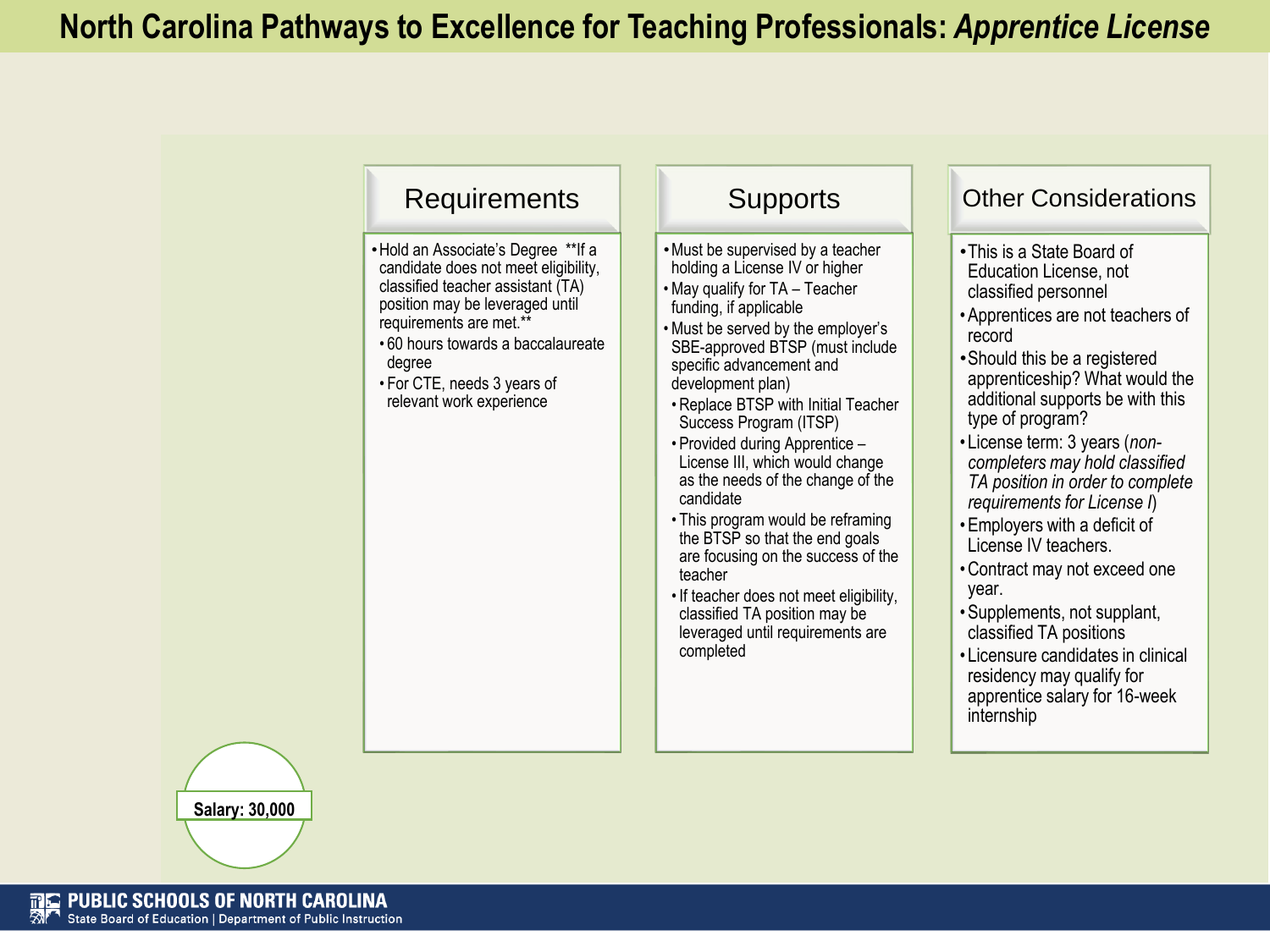# North Carolina Pathways to Excellence for Teaching Professionals: *Apprentice License*

## Requirements

- Hold an Associate's Degree **If a candidate does not meet eligibility, classified teacher assistant (TA) position may be leveraged until requirements are met.**
  - 60 hours towards a baccalaureate degree
  - For CTE, needs 3 years of relevant work experience

## Supports

- Must be supervised by a teacher holding a License IV or higher
- May qualify for TA – Teacher funding, if applicable
- Must be served by the employer's SBE-approved BTSP (must include specific advancement and development plan)
  - Replace BTSP with Initial Teacher Success Program (ITSP)
  - Provided during Apprentice – License III, which would change as the needs of the change of the candidate
  - This program would be reframing the BTSP so that the end goals are focusing on the success of the teacher
  - If teacher does not meet eligibility, classified TA position may be leveraged until requirements are completed

## Other Considerations

- This is a State Board of Education License, not classified personnel
- Apprentices are not teachers of record
- Should this be a registered apprenticeship? What would the additional supports be with this type of program?
- License term: 3 years (*non-completers may hold classified TA position in order to complete requirements for License I*)
- Employers with a deficit of License IV teachers.
- Contract may not exceed one year.
- Supplements, not supplant, classified TA positions
- Licensure candidates in clinical residency may qualify for apprentice salary for 16-week internship

**Salary: 30,000**

**PUBLIC SCHOOLS OF NORTH CAROLINA**
State Board of Education | Department of Public Instruction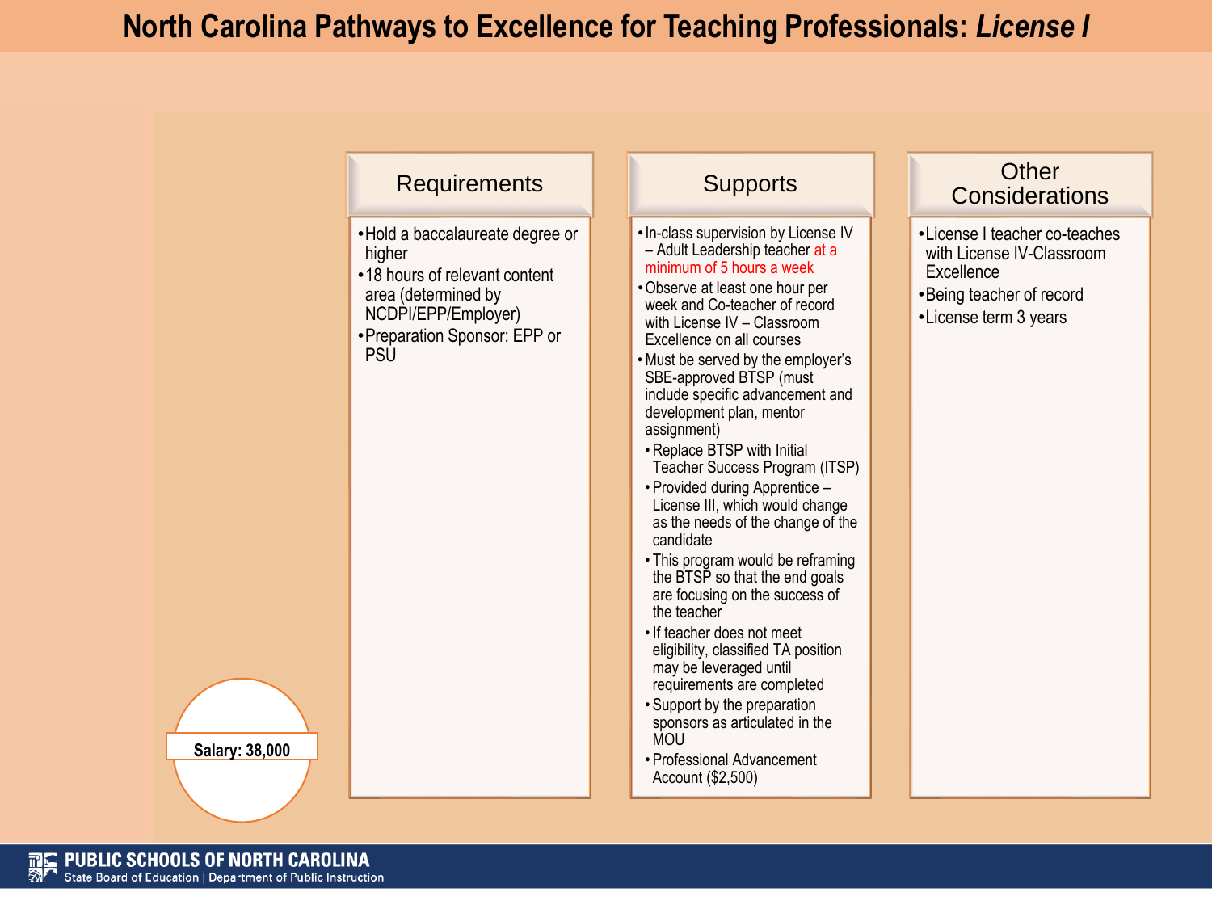# North Carolina Pathways to Excellence for Teaching Professionals: *License I*

## Requirements

- Hold a baccalaureate degree or higher
- 18 hours of relevant content area (determined by NCDPI/EPP/Employer)
- Preparation Sponsor: EPP or PSU

## Supports

- In-class supervision by License IV – Adult Leadership teacher at a minimum of 5 hours a week
- Observe at least one hour per week and Co-teacher of record with License IV – Classroom Excellence on all courses
- Must be served by the employer's SBE-approved BTSP (must include specific advancement and development plan, mentor assignment)
  - Replace BTSP with Initial Teacher Success Program (ITSP)
  - Provided during Apprentice – License III, which would change as the needs of the change of the candidate
  - This program would be reframing the BTSP so that the end goals are focusing on the success of the teacher
  - If teacher does not meet eligibility, classified TA position may be leveraged until requirements are completed
  - Support by the preparation sponsors as articulated in the MOU
  - Professional Advancement Account ($2,500)

## Other Considerations

- License I teacher co-teaches with License IV-Classroom Excellence
- Being teacher of record
- License term 3 years

**Salary: 38,000**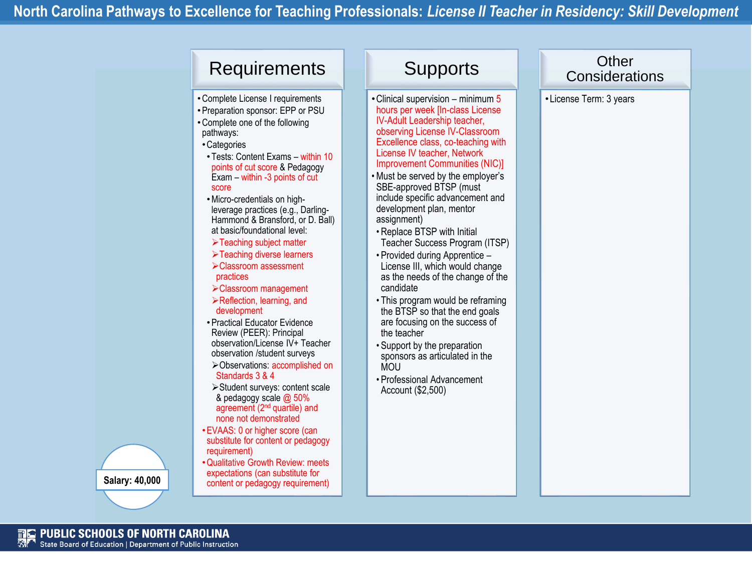# North Carolina Pathways to Excellence for Teaching Professionals: *License II Teacher in Residency: Skill Development*

## Requirements

- Complete License I requirements
- Preparation sponsor: EPP or PSU
- Complete one of the following pathways:
  - Categories
    - Tests: Content Exams – within 10 points of cut score & Pedagogy Exam – within -3 points of cut score
    - Micro-credentials on high-leverage practices (e.g., Darling-Hammond & Bransford, or D. Ball) at basic/foundational level:
      - ➢Teaching subject matter
      - ➢Teaching diverse learners
      - ➢Classroom assessment practices
      - ➢Classroom management
      - ➢Reflection, learning, and development
    - Practical Educator Evidence Review (PEER): Principal observation/License IV+ Teacher observation /student surveys
      - ➢Observations: accomplished on Standards 3 & 4
      - ➢Student surveys: content scale & pedagogy scale @ 50% agreement (2nd quartile) and none not demonstrated
  - EVAAS: 0 or higher score (can substitute for content or pedagogy requirement)
  - Qualitative Growth Review: meets expectations (can substitute for content or pedagogy requirement)

## Supports

- Clinical supervision – minimum 5 hours per week [In-class License IV-Adult Leadership teacher, observing License IV-Classroom Excellence class, co-teaching with License IV teacher, Network Improvement Communities (NIC)]
- Must be served by the employer's SBE-approved BTSP (must include specific advancement and development plan, mentor assignment)
  - Replace BTSP with Initial Teacher Success Program (ITSP)
  - Provided during Apprentice – License III, which would change as the needs of the change of the candidate
  - This program would be reframing the BTSP so that the end goals are focusing on the success of the teacher
  - Support by the preparation sponsors as articulated in the MOU
  - Professional Advancement Account ($2,500)

## Other Considerations

- License Term: 3 years

**Salary: 40,000**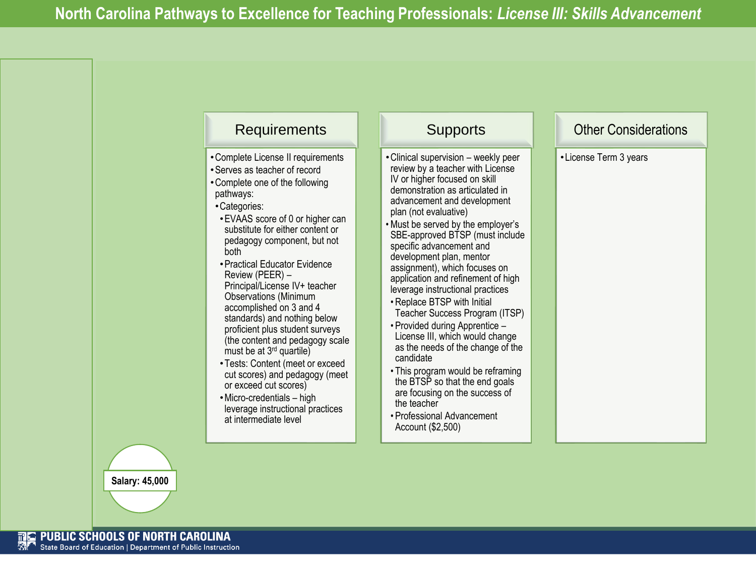# North Carolina Pathways to Excellence for Teaching Professionals: *License III: Skills Advancement*

## Requirements

- Complete License II requirements
- Serves as teacher of record
- Complete one of the following pathways:
  - Categories:
    - EVAAS score of 0 or higher can substitute for either content or pedagogy component, but not both
    - Practical Educator Evidence Review (PEER) – Principal/License IV+ teacher Observations (Minimum accomplished on 3 and 4 standards) and nothing below proficient plus student surveys (the content and pedagogy scale must be at 3rd quartile)
    - Tests: Content (meet or exceed cut scores) and pedagogy (meet or exceed cut scores)
    - Micro-credentials – high leverage instructional practices at intermediate level

## Supports

- Clinical supervision – weekly peer review by a teacher with License IV or higher focused on skill demonstration as articulated in advancement and development plan (not evaluative)
- Must be served by the employer's SBE-approved BTSP (must include specific advancement and development plan, mentor assignment), which focuses on application and refinement of high leverage instructional practices
  - Replace BTSP with Initial Teacher Success Program (ITSP)
  - Provided during Apprentice – License III, which would change as the needs of the change of the candidate
  - This program would be reframing the BTSP so that the end goals are focusing on the success of the teacher
  - Professional Advancement Account ($2,500)

## Other Considerations

- License Term 3 years

**Salary: 45,000**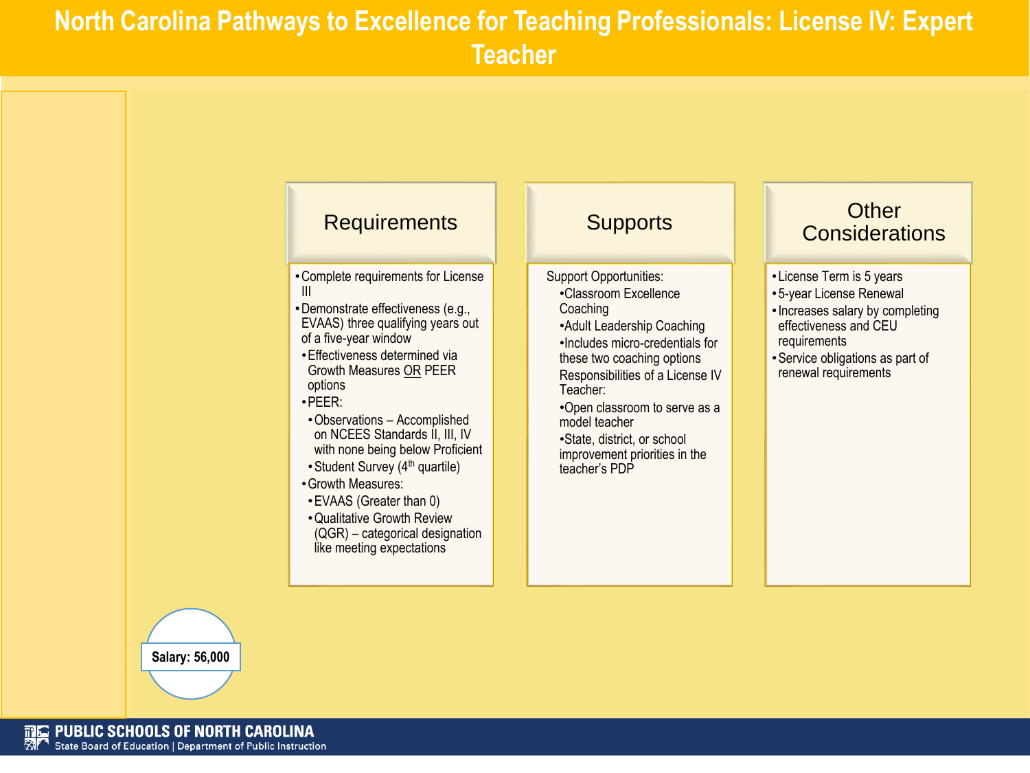# North Carolina Pathways to Excellence for Teaching Professionals: License IV: Expert Teacher

## Requirements

- Complete requirements for License III
- Demonstrate effectiveness (e.g., EVAAS) three qualifying years out of a five-year window
  - Effectiveness determined via Growth Measures OR PEER options
  - PEER:
    - Observations – Accomplished on NCEES Standards II, III, IV with none being below Proficient
    - Student Survey (4th quartile)
  - Growth Measures:
    - EVAAS (Greater than 0)
    - Qualitative Growth Review (QGR) – categorical designation like meeting expectations

## Supports

Support Opportunities:

- Classroom Excellence Coaching
- Adult Leadership Coaching
- Includes micro-credentials for these two coaching options

Responsibilities of a License IV Teacher:

- Open classroom to serve as a model teacher
- State, district, or school improvement priorities in the teacher's PDP

## Other Considerations

- License Term is 5 years
- 5-year License Renewal
- Increases salary by completing effectiveness and CEU requirements
- Service obligations as part of renewal requirements

**Salary: 56,000**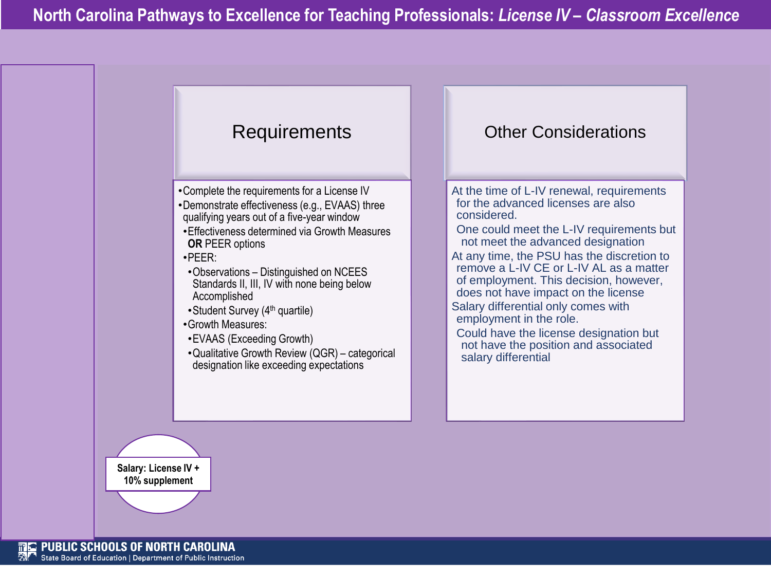# North Carolina Pathways to Excellence for Teaching Professionals: *License IV – Classroom Excellence*

## Requirements

- Complete the requirements for a License IV
- Demonstrate effectiveness (e.g., EVAAS) three qualifying years out of a five-year window
  - Effectiveness determined via Growth Measures **OR** PEER options
  - PEER:
    - Observations – Distinguished on NCEES Standards II, III, IV with none being below Accomplished
    - Student Survey (4th quartile)
  - Growth Measures:
    - EVAAS (Exceeding Growth)
    - Qualitative Growth Review (QGR) – categorical designation like exceeding expectations

## Other Considerations

At the time of L-IV renewal, requirements for the advanced licenses are also considered.

One could meet the L-IV requirements but not meet the advanced designation

At any time, the PSU has the discretion to remove a L-IV CE or L-IV AL as a matter of employment. This decision, however, does not have impact on the license

Salary differential only comes with employment in the role.

Could have the license designation but not have the position and associated salary differential

**Salary: License IV + 10% supplement**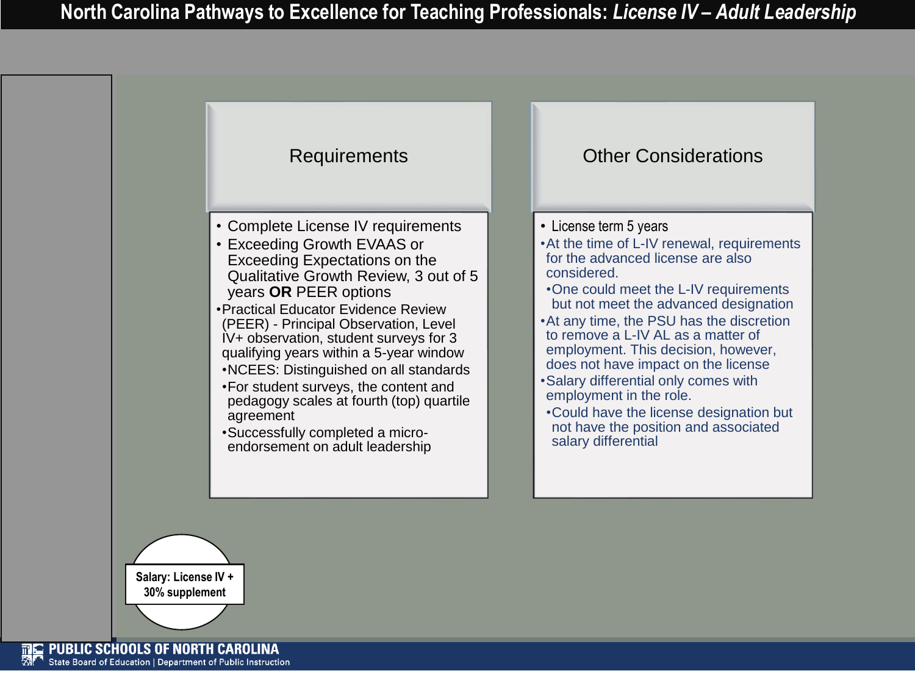# North Carolina Pathways to Excellence for Teaching Professionals: *License IV – Adult Leadership*

## Requirements

- Complete License IV requirements
- Exceeding Growth EVAAS or Exceeding Expectations on the Qualitative Growth Review, 3 out of 5 years **OR** PEER options
- Practical Educator Evidence Review (PEER) - Principal Observation, Level IV+ observation, student surveys for 3 qualifying years within a 5-year window
  - NCEES: Distinguished on all standards
  - For student surveys, the content and pedagogy scales at fourth (top) quartile agreement
  - Successfully completed a micro-endorsement on adult leadership

## Other Considerations

- License term 5 years
- At the time of L-IV renewal, requirements for the advanced license are also considered.
  - One could meet the L-IV requirements but not meet the advanced designation
- At any time, the PSU has the discretion to remove a L-IV AL as a matter of employment. This decision, however, does not have impact on the license
- Salary differential only comes with employment in the role.
  - Could have the license designation but not have the position and associated salary differential

**Salary: License IV + 30% supplement**

PUBLIC SCHOOLS OF NORTH CAROLINA
State Board of Education | Department of Public Instruction